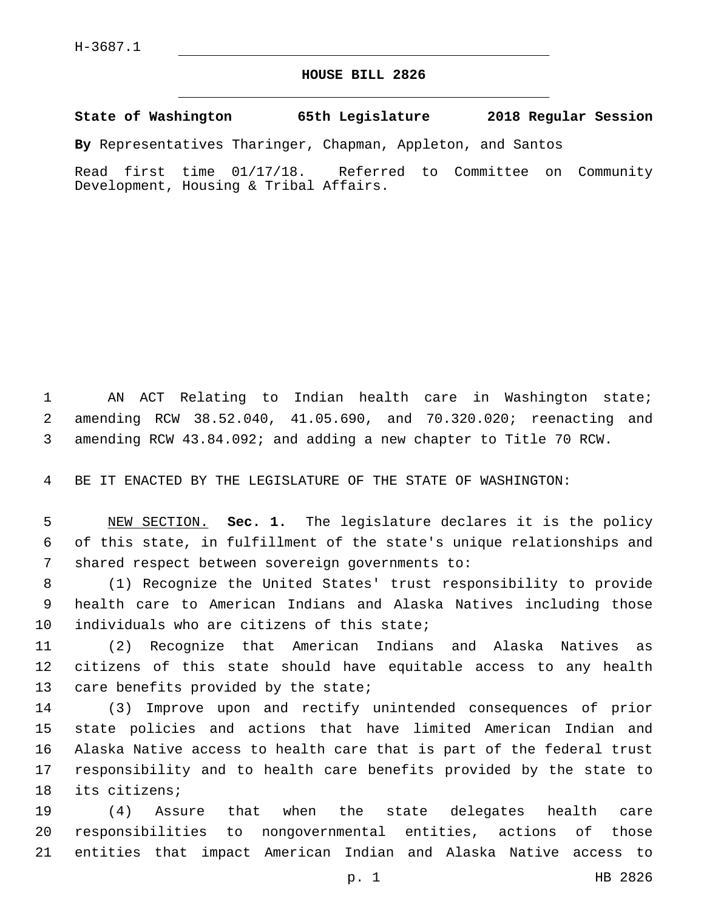H-3687.1

# HOUSE BILL 2826

**State of Washington 65th Legislature 2018 Regular Session**

**By** Representatives Tharinger, Chapman, Appleton, and Santos

Read first time 01/17/18. Referred to Committee on Community Development, Housing & Tribal Affairs.

AN ACT Relating to Indian health care in Washington state; amending RCW 38.52.040, 41.05.690, and 70.320.020; reenacting and amending RCW 43.84.092; and adding a new chapter to Title 70 RCW.

BE IT ENACTED BY THE LEGISLATURE OF THE STATE OF WASHINGTON:

NEW SECTION. **Sec. 1.** The legislature declares it is the policy of this state, in fulfillment of the state's unique relationships and shared respect between sovereign governments to:

(1) Recognize the United States' trust responsibility to provide health care to American Indians and Alaska Natives including those individuals who are citizens of this state;

(2) Recognize that American Indians and Alaska Natives as citizens of this state should have equitable access to any health care benefits provided by the state;

(3) Improve upon and rectify unintended consequences of prior state policies and actions that have limited American Indian and Alaska Native access to health care that is part of the federal trust responsibility and to health care benefits provided by the state to its citizens;

(4) Assure that when the state delegates health care responsibilities to nongovernmental entities, actions of those entities that impact American Indian and Alaska Native access to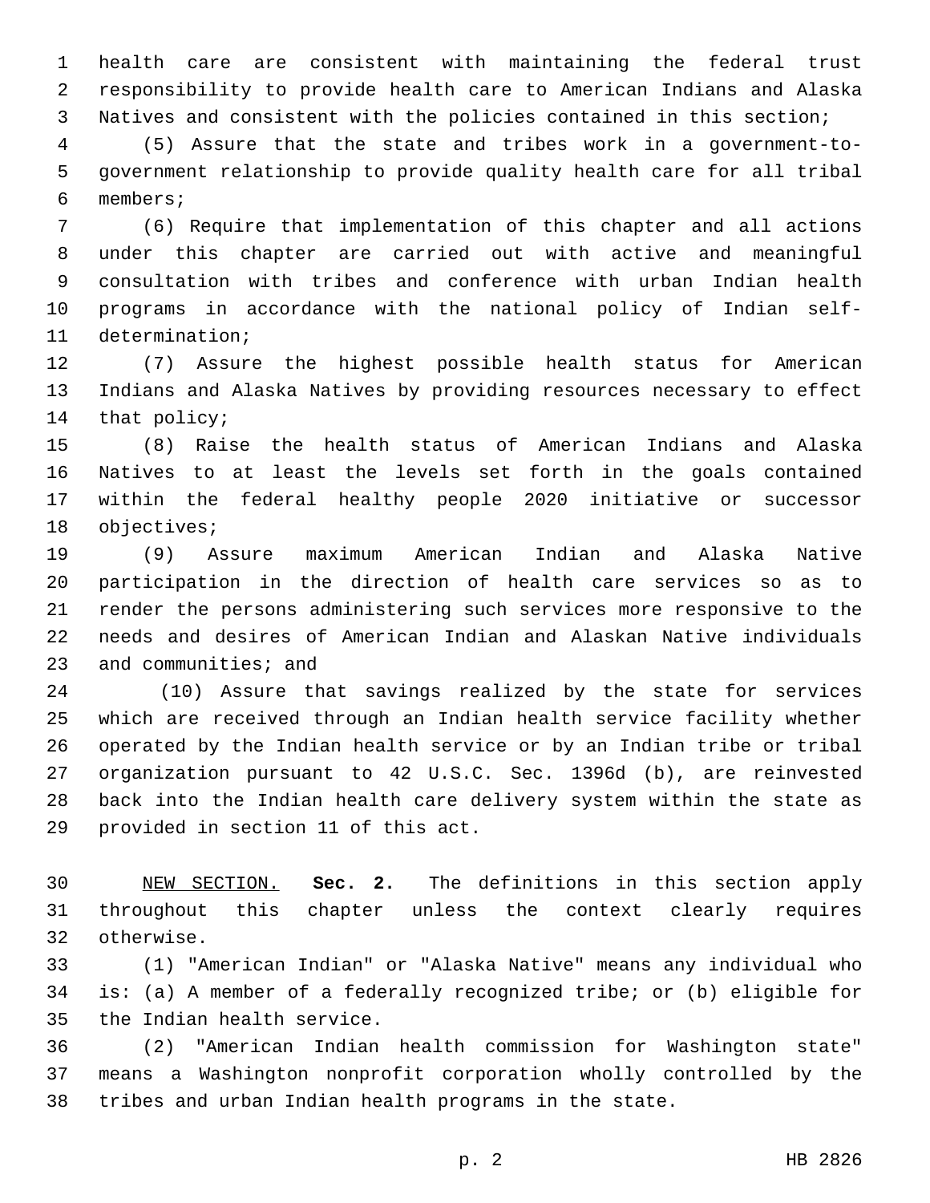health care are consistent with maintaining the federal trust responsibility to provide health care to American Indians and Alaska Natives and consistent with the policies contained in this section;

(5) Assure that the state and tribes work in a government-to-government relationship to provide quality health care for all tribal members;

(6) Require that implementation of this chapter and all actions under this chapter are carried out with active and meaningful consultation with tribes and conference with urban Indian health programs in accordance with the national policy of Indian self-determination;

(7) Assure the highest possible health status for American Indians and Alaska Natives by providing resources necessary to effect that policy;

(8) Raise the health status of American Indians and Alaska Natives to at least the levels set forth in the goals contained within the federal healthy people 2020 initiative or successor objectives;

(9) Assure maximum American Indian and Alaska Native participation in the direction of health care services so as to render the persons administering such services more responsive to the needs and desires of American Indian and Alaskan Native individuals and communities; and

(10) Assure that savings realized by the state for services which are received through an Indian health service facility whether operated by the Indian health service or by an Indian tribe or tribal organization pursuant to 42 U.S.C. Sec. 1396d (b), are reinvested back into the Indian health care delivery system within the state as provided in section 11 of this act.

NEW SECTION. **Sec. 2.** The definitions in this section apply throughout this chapter unless the context clearly requires otherwise.

(1) "American Indian" or "Alaska Native" means any individual who is: (a) A member of a federally recognized tribe; or (b) eligible for the Indian health service.

(2) "American Indian health commission for Washington state" means a Washington nonprofit corporation wholly controlled by the tribes and urban Indian health programs in the state.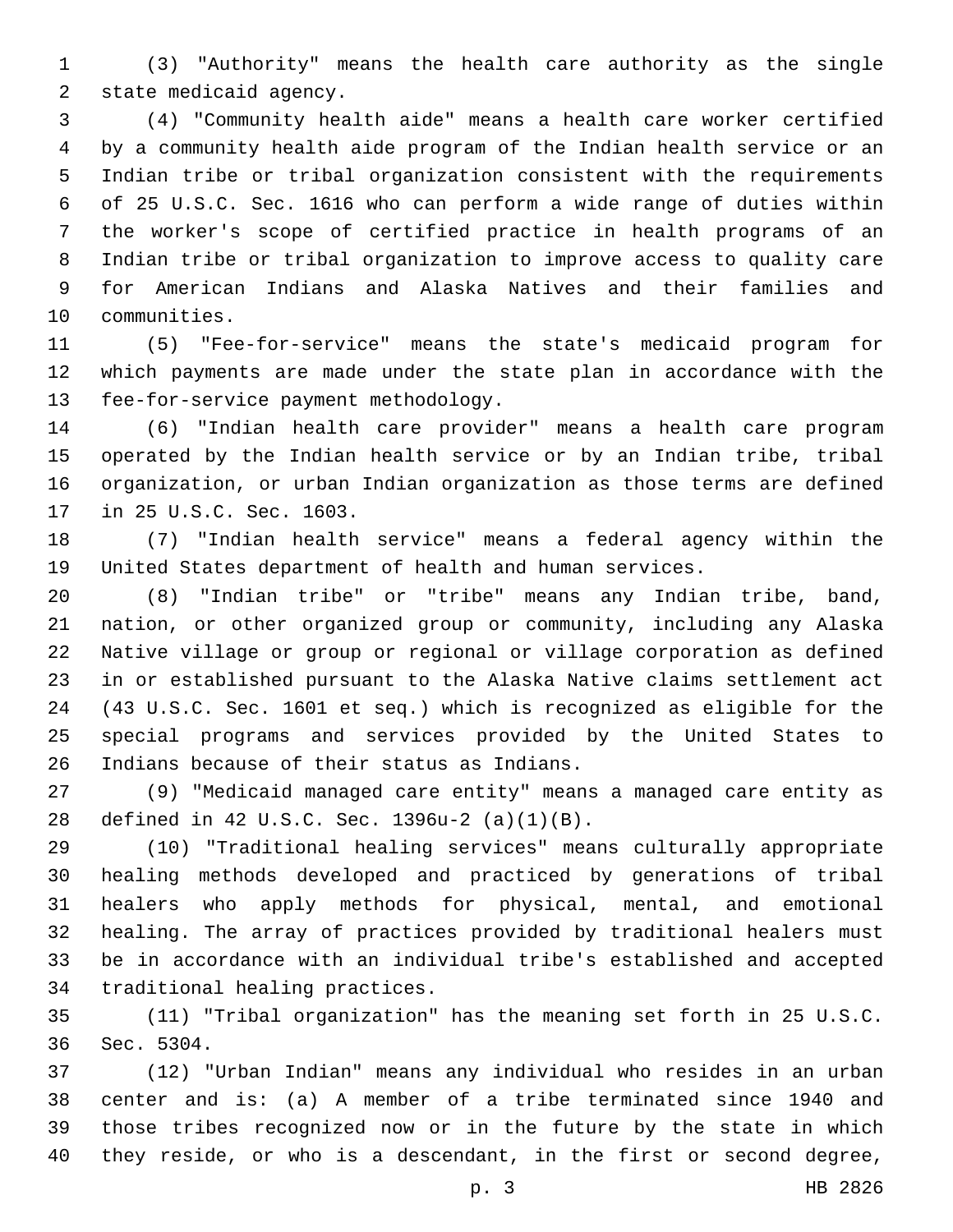(3) "Authority" means the health care authority as the single state medicaid agency.

(4) "Community health aide" means a health care worker certified by a community health aide program of the Indian health service or an Indian tribe or tribal organization consistent with the requirements of 25 U.S.C. Sec. 1616 who can perform a wide range of duties within the worker's scope of certified practice in health programs of an Indian tribe or tribal organization to improve access to quality care for American Indians and Alaska Natives and their families and communities.

(5) "Fee-for-service" means the state's medicaid program for which payments are made under the state plan in accordance with the fee-for-service payment methodology.

(6) "Indian health care provider" means a health care program operated by the Indian health service or by an Indian tribe, tribal organization, or urban Indian organization as those terms are defined in 25 U.S.C. Sec. 1603.

(7) "Indian health service" means a federal agency within the United States department of health and human services.

(8) "Indian tribe" or "tribe" means any Indian tribe, band, nation, or other organized group or community, including any Alaska Native village or group or regional or village corporation as defined in or established pursuant to the Alaska Native claims settlement act (43 U.S.C. Sec. 1601 et seq.) which is recognized as eligible for the special programs and services provided by the United States to Indians because of their status as Indians.

(9) "Medicaid managed care entity" means a managed care entity as defined in 42 U.S.C. Sec. 1396u-2 (a)(1)(B).

(10) "Traditional healing services" means culturally appropriate healing methods developed and practiced by generations of tribal healers who apply methods for physical, mental, and emotional healing. The array of practices provided by traditional healers must be in accordance with an individual tribe's established and accepted traditional healing practices.

(11) "Tribal organization" has the meaning set forth in 25 U.S.C. Sec. 5304.

(12) "Urban Indian" means any individual who resides in an urban center and is: (a) A member of a tribe terminated since 1940 and those tribes recognized now or in the future by the state in which they reside, or who is a descendant, in the first or second degree,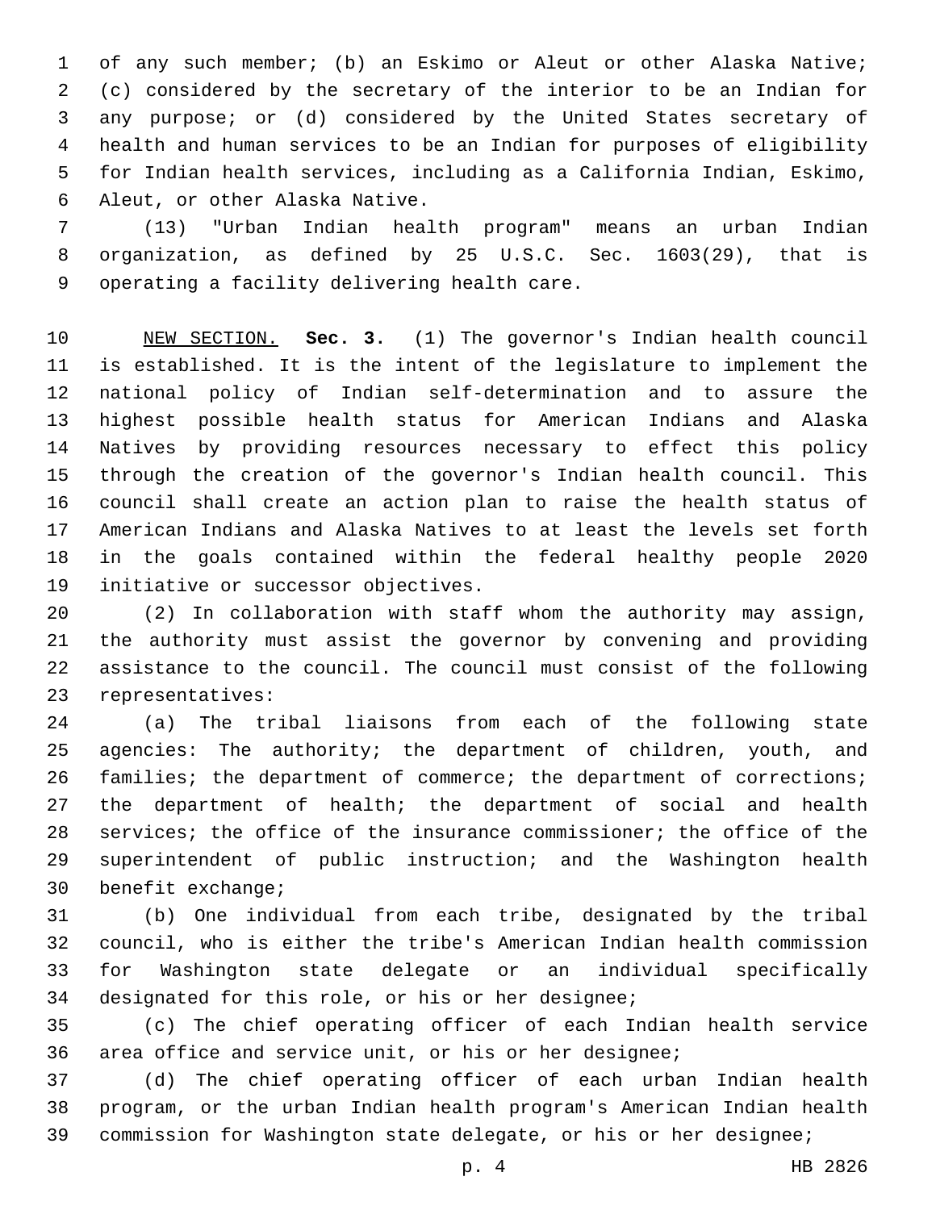of any such member; (b) an Eskimo or Aleut or other Alaska Native; (c) considered by the secretary of the interior to be an Indian for any purpose; or (d) considered by the United States secretary of health and human services to be an Indian for purposes of eligibility for Indian health services, including as a California Indian, Eskimo, Aleut, or other Alaska Native.

(13) "Urban Indian health program" means an urban Indian organization, as defined by 25 U.S.C. Sec. 1603(29), that is operating a facility delivering health care.

NEW SECTION. **Sec. 3.** (1) The governor's Indian health council is established. It is the intent of the legislature to implement the national policy of Indian self-determination and to assure the highest possible health status for American Indians and Alaska Natives by providing resources necessary to effect this policy through the creation of the governor's Indian health council. This council shall create an action plan to raise the health status of American Indians and Alaska Natives to at least the levels set forth in the goals contained within the federal healthy people 2020 initiative or successor objectives.

(2) In collaboration with staff whom the authority may assign, the authority must assist the governor by convening and providing assistance to the council. The council must consist of the following representatives:

(a) The tribal liaisons from each of the following state agencies: The authority; the department of children, youth, and families; the department of commerce; the department of corrections; the department of health; the department of social and health services; the office of the insurance commissioner; the office of the superintendent of public instruction; and the Washington health benefit exchange;

(b) One individual from each tribe, designated by the tribal council, who is either the tribe's American Indian health commission for Washington state delegate or an individual specifically designated for this role, or his or her designee;

(c) The chief operating officer of each Indian health service area office and service unit, or his or her designee;

(d) The chief operating officer of each urban Indian health program, or the urban Indian health program's American Indian health commission for Washington state delegate, or his or her designee;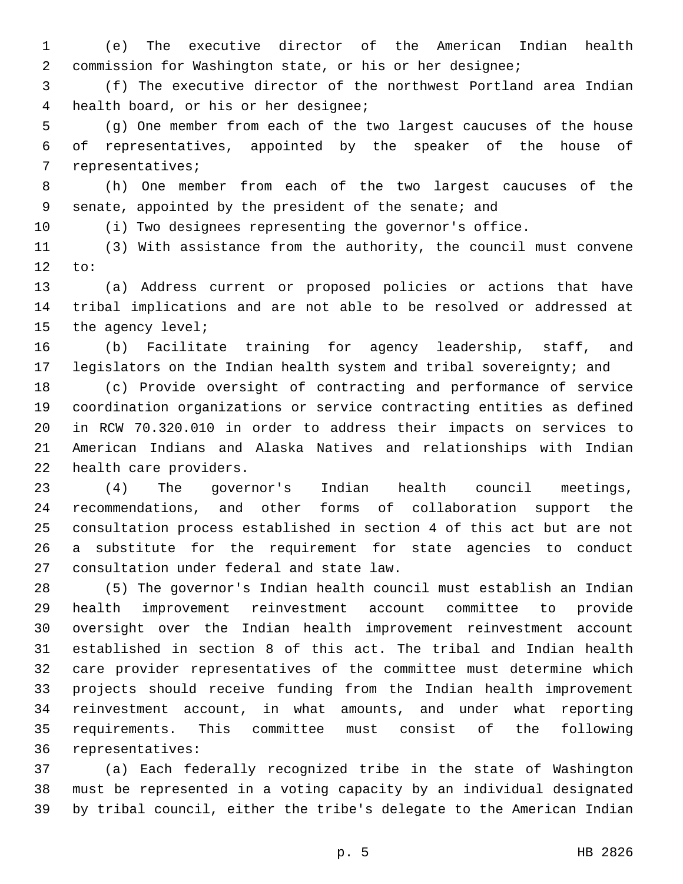(e) The executive director of the American Indian health commission for Washington state, or his or her designee;

(f) The executive director of the northwest Portland area Indian health board, or his or her designee;

(g) One member from each of the two largest caucuses of the house of representatives, appointed by the speaker of the house of representatives;

(h) One member from each of the two largest caucuses of the senate, appointed by the president of the senate; and

(i) Two designees representing the governor's office.

(3) With assistance from the authority, the council must convene to:

(a) Address current or proposed policies or actions that have tribal implications and are not able to be resolved or addressed at the agency level;

(b) Facilitate training for agency leadership, staff, and legislators on the Indian health system and tribal sovereignty; and

(c) Provide oversight of contracting and performance of service coordination organizations or service contracting entities as defined in RCW 70.320.010 in order to address their impacts on services to American Indians and Alaska Natives and relationships with Indian health care providers.

(4) The governor's Indian health council meetings, recommendations, and other forms of collaboration support the consultation process established in section 4 of this act but are not a substitute for the requirement for state agencies to conduct consultation under federal and state law.

(5) The governor's Indian health council must establish an Indian health improvement reinvestment account committee to provide oversight over the Indian health improvement reinvestment account established in section 8 of this act. The tribal and Indian health care provider representatives of the committee must determine which projects should receive funding from the Indian health improvement reinvestment account, in what amounts, and under what reporting requirements. This committee must consist of the following representatives:

(a) Each federally recognized tribe in the state of Washington must be represented in a voting capacity by an individual designated by tribal council, either the tribe's delegate to the American Indian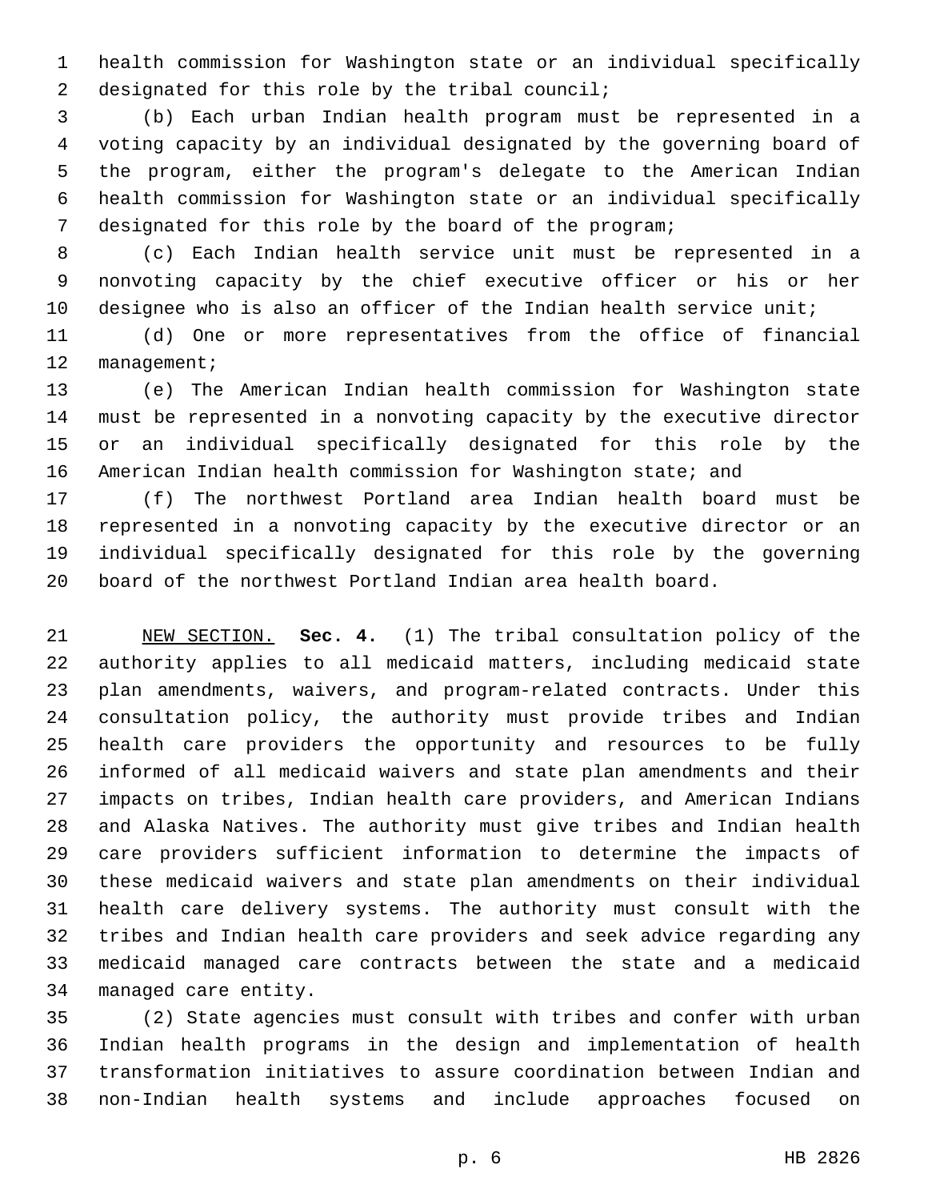health commission for Washington state or an individual specifically designated for this role by the tribal council;

(b) Each urban Indian health program must be represented in a voting capacity by an individual designated by the governing board of the program, either the program's delegate to the American Indian health commission for Washington state or an individual specifically designated for this role by the board of the program;

(c) Each Indian health service unit must be represented in a nonvoting capacity by the chief executive officer or his or her designee who is also an officer of the Indian health service unit;

(d) One or more representatives from the office of financial management;

(e) The American Indian health commission for Washington state must be represented in a nonvoting capacity by the executive director or an individual specifically designated for this role by the American Indian health commission for Washington state; and

(f) The northwest Portland area Indian health board must be represented in a nonvoting capacity by the executive director or an individual specifically designated for this role by the governing board of the northwest Portland Indian area health board.

NEW SECTION. **Sec. 4.** (1) The tribal consultation policy of the authority applies to all medicaid matters, including medicaid state plan amendments, waivers, and program-related contracts. Under this consultation policy, the authority must provide tribes and Indian health care providers the opportunity and resources to be fully informed of all medicaid waivers and state plan amendments and their impacts on tribes, Indian health care providers, and American Indians and Alaska Natives. The authority must give tribes and Indian health care providers sufficient information to determine the impacts of these medicaid waivers and state plan amendments on their individual health care delivery systems. The authority must consult with the tribes and Indian health care providers and seek advice regarding any medicaid managed care contracts between the state and a medicaid managed care entity.

(2) State agencies must consult with tribes and confer with urban Indian health programs in the design and implementation of health transformation initiatives to assure coordination between Indian and non-Indian health systems and include approaches focused on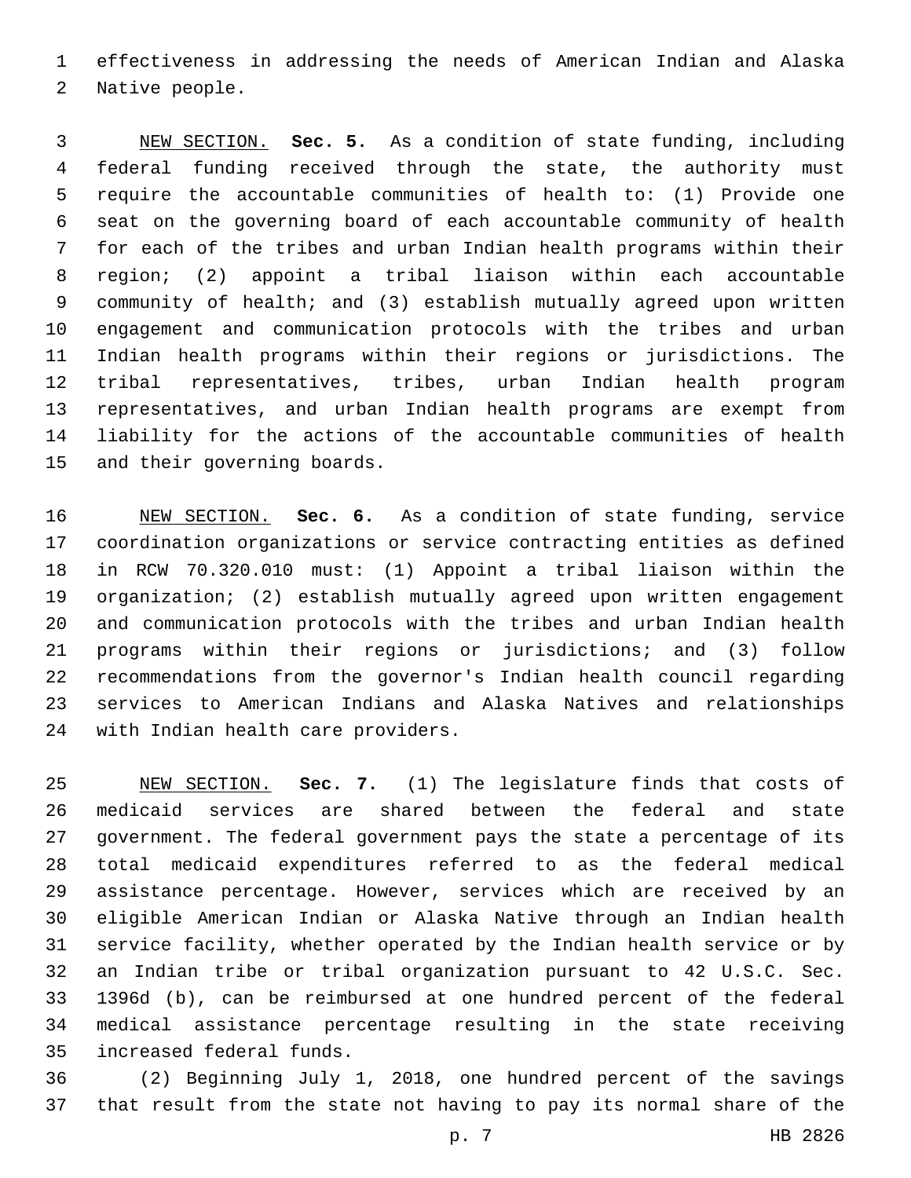effectiveness in addressing the needs of American Indian and Alaska Native people.

NEW SECTION. **Sec. 5.** As a condition of state funding, including federal funding received through the state, the authority must require the accountable communities of health to: (1) Provide one seat on the governing board of each accountable community of health for each of the tribes and urban Indian health programs within their region; (2) appoint a tribal liaison within each accountable community of health; and (3) establish mutually agreed upon written engagement and communication protocols with the tribes and urban Indian health programs within their regions or jurisdictions. The tribal representatives, tribes, urban Indian health program representatives, and urban Indian health programs are exempt from liability for the actions of the accountable communities of health and their governing boards.

NEW SECTION. **Sec. 6.** As a condition of state funding, service coordination organizations or service contracting entities as defined in RCW 70.320.010 must: (1) Appoint a tribal liaison within the organization; (2) establish mutually agreed upon written engagement and communication protocols with the tribes and urban Indian health programs within their regions or jurisdictions; and (3) follow recommendations from the governor's Indian health council regarding services to American Indians and Alaska Natives and relationships with Indian health care providers.

NEW SECTION. **Sec. 7.** (1) The legislature finds that costs of medicaid services are shared between the federal and state government. The federal government pays the state a percentage of its total medicaid expenditures referred to as the federal medical assistance percentage. However, services which are received by an eligible American Indian or Alaska Native through an Indian health service facility, whether operated by the Indian health service or by an Indian tribe or tribal organization pursuant to 42 U.S.C. Sec. 1396d (b), can be reimbursed at one hundred percent of the federal medical assistance percentage resulting in the state receiving increased federal funds.

(2) Beginning July 1, 2018, one hundred percent of the savings that result from the state not having to pay its normal share of the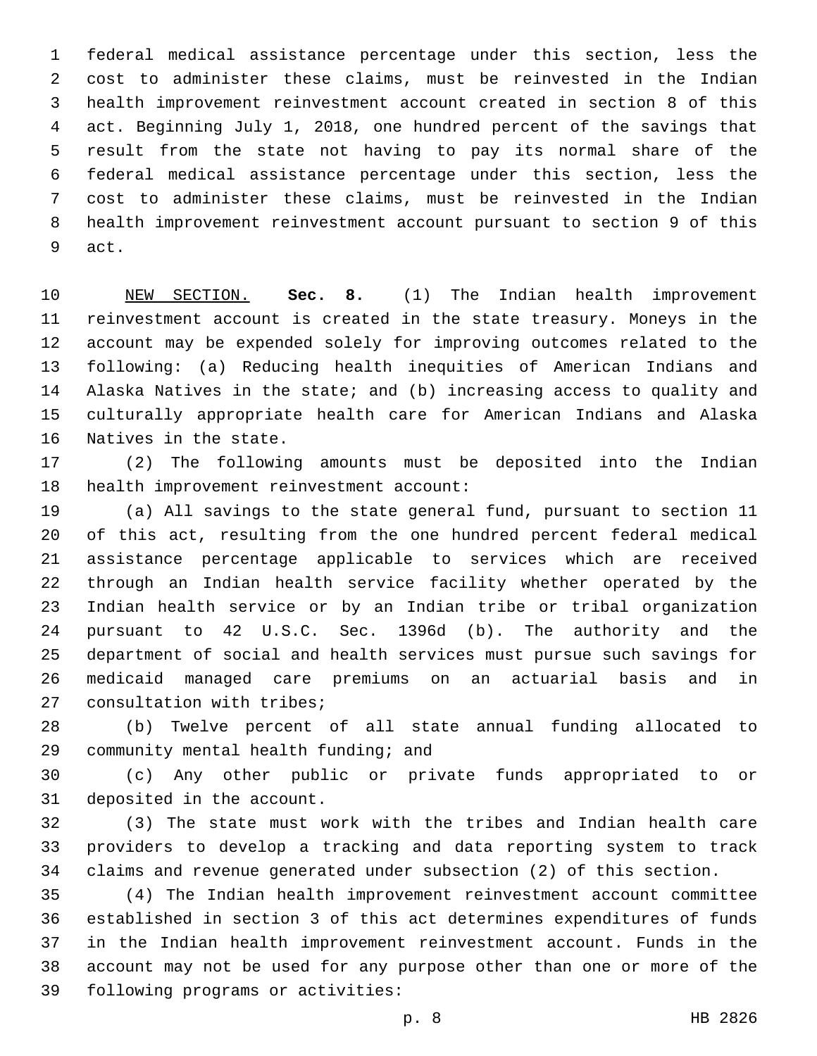federal medical assistance percentage under this section, less the cost to administer these claims, must be reinvested in the Indian health improvement reinvestment account created in section 8 of this act. Beginning July 1, 2018, one hundred percent of the savings that result from the state not having to pay its normal share of the federal medical assistance percentage under this section, less the cost to administer these claims, must be reinvested in the Indian health improvement reinvestment account pursuant to section 9 of this act.

NEW SECTION. **Sec. 8.** (1) The Indian health improvement reinvestment account is created in the state treasury. Moneys in the account may be expended solely for improving outcomes related to the following: (a) Reducing health inequities of American Indians and Alaska Natives in the state; and (b) increasing access to quality and culturally appropriate health care for American Indians and Alaska Natives in the state.

(2) The following amounts must be deposited into the Indian health improvement reinvestment account:

(a) All savings to the state general fund, pursuant to section 11 of this act, resulting from the one hundred percent federal medical assistance percentage applicable to services which are received through an Indian health service facility whether operated by the Indian health service or by an Indian tribe or tribal organization pursuant to 42 U.S.C. Sec. 1396d (b). The authority and the department of social and health services must pursue such savings for medicaid managed care premiums on an actuarial basis and in consultation with tribes;

(b) Twelve percent of all state annual funding allocated to community mental health funding; and

(c) Any other public or private funds appropriated to or deposited in the account.

(3) The state must work with the tribes and Indian health care providers to develop a tracking and data reporting system to track claims and revenue generated under subsection (2) of this section.

(4) The Indian health improvement reinvestment account committee established in section 3 of this act determines expenditures of funds in the Indian health improvement reinvestment account. Funds in the account may not be used for any purpose other than one or more of the following programs or activities: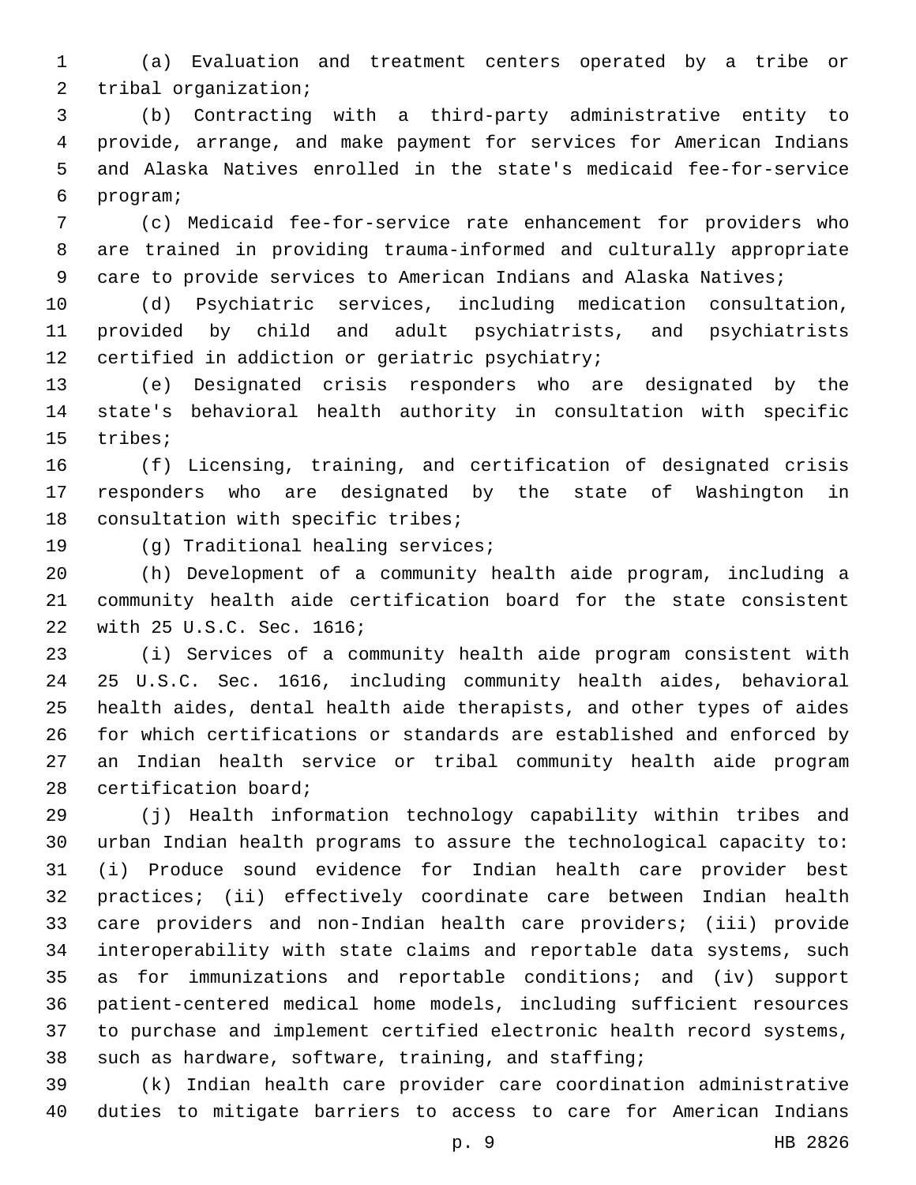(a) Evaluation and treatment centers operated by a tribe or tribal organization;

(b) Contracting with a third-party administrative entity to provide, arrange, and make payment for services for American Indians and Alaska Natives enrolled in the state's medicaid fee-for-service program;

(c) Medicaid fee-for-service rate enhancement for providers who are trained in providing trauma-informed and culturally appropriate care to provide services to American Indians and Alaska Natives;

(d) Psychiatric services, including medication consultation, provided by child and adult psychiatrists, and psychiatrists certified in addiction or geriatric psychiatry;

(e) Designated crisis responders who are designated by the state's behavioral health authority in consultation with specific tribes;

(f) Licensing, training, and certification of designated crisis responders who are designated by the state of Washington in consultation with specific tribes;

(g) Traditional healing services;

(h) Development of a community health aide program, including a community health aide certification board for the state consistent with 25 U.S.C. Sec. 1616;

(i) Services of a community health aide program consistent with 25 U.S.C. Sec. 1616, including community health aides, behavioral health aides, dental health aide therapists, and other types of aides for which certifications or standards are established and enforced by an Indian health service or tribal community health aide program certification board;

(j) Health information technology capability within tribes and urban Indian health programs to assure the technological capacity to: (i) Produce sound evidence for Indian health care provider best practices; (ii) effectively coordinate care between Indian health care providers and non-Indian health care providers; (iii) provide interoperability with state claims and reportable data systems, such as for immunizations and reportable conditions; and (iv) support patient-centered medical home models, including sufficient resources to purchase and implement certified electronic health record systems, such as hardware, software, training, and staffing;

(k) Indian health care provider care coordination administrative duties to mitigate barriers to access to care for American Indians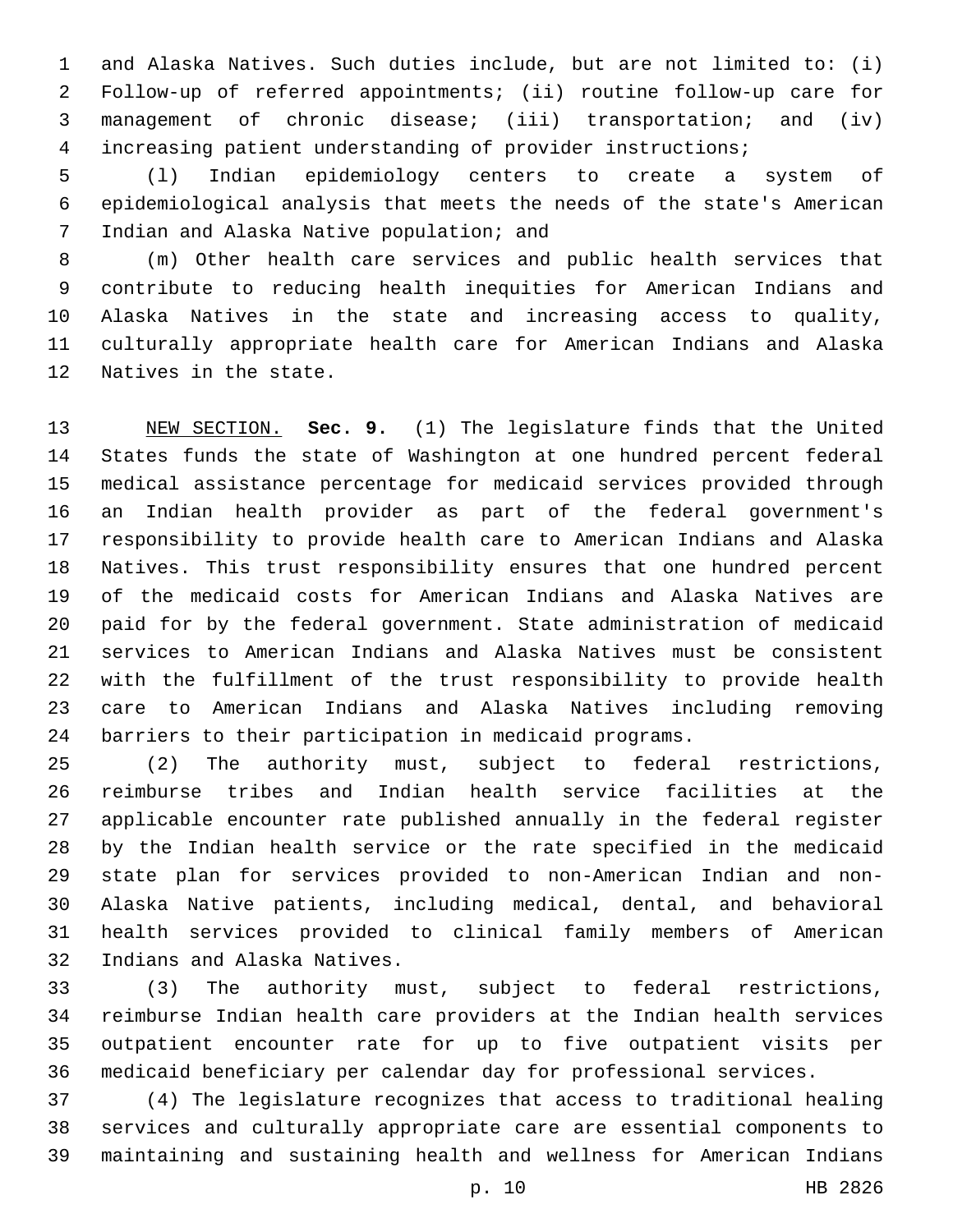and Alaska Natives. Such duties include, but are not limited to: (i) Follow-up of referred appointments; (ii) routine follow-up care for management of chronic disease; (iii) transportation; and (iv) increasing patient understanding of provider instructions;

(l) Indian epidemiology centers to create a system of epidemiological analysis that meets the needs of the state's American Indian and Alaska Native population; and

(m) Other health care services and public health services that contribute to reducing health inequities for American Indians and Alaska Natives in the state and increasing access to quality, culturally appropriate health care for American Indians and Alaska Natives in the state.

NEW SECTION. **Sec. 9.** (1) The legislature finds that the United States funds the state of Washington at one hundred percent federal medical assistance percentage for medicaid services provided through an Indian health provider as part of the federal government's responsibility to provide health care to American Indians and Alaska Natives. This trust responsibility ensures that one hundred percent of the medicaid costs for American Indians and Alaska Natives are paid for by the federal government. State administration of medicaid services to American Indians and Alaska Natives must be consistent with the fulfillment of the trust responsibility to provide health care to American Indians and Alaska Natives including removing barriers to their participation in medicaid programs.

(2) The authority must, subject to federal restrictions, reimburse tribes and Indian health service facilities at the applicable encounter rate published annually in the federal register by the Indian health service or the rate specified in the medicaid state plan for services provided to non-American Indian and non-Alaska Native patients, including medical, dental, and behavioral health services provided to clinical family members of American Indians and Alaska Natives.

(3) The authority must, subject to federal restrictions, reimburse Indian health care providers at the Indian health services outpatient encounter rate for up to five outpatient visits per medicaid beneficiary per calendar day for professional services.

(4) The legislature recognizes that access to traditional healing services and culturally appropriate care are essential components to maintaining and sustaining health and wellness for American Indians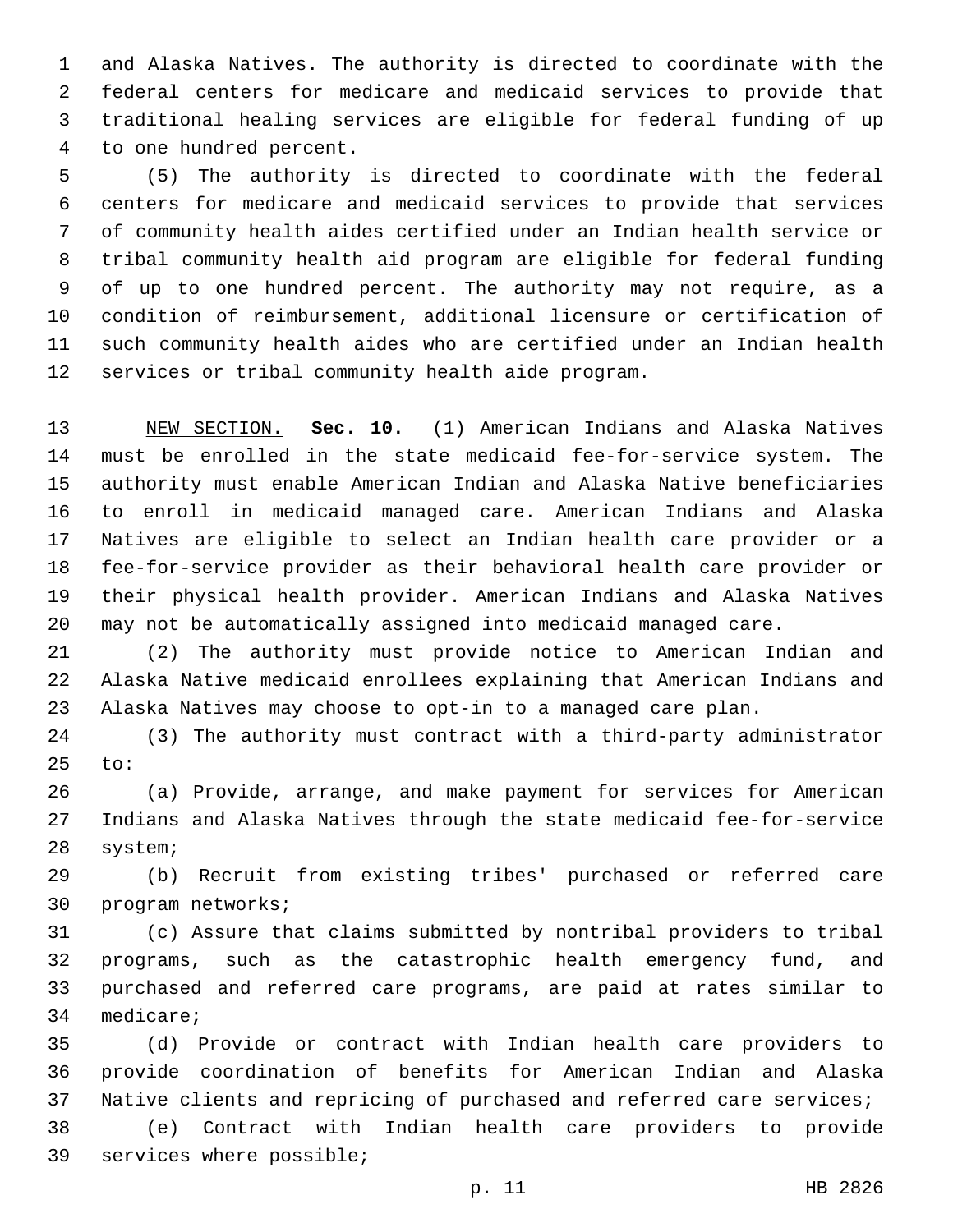and Alaska Natives. The authority is directed to coordinate with the federal centers for medicare and medicaid services to provide that traditional healing services are eligible for federal funding of up to one hundred percent.

(5) The authority is directed to coordinate with the federal centers for medicare and medicaid services to provide that services of community health aides certified under an Indian health service or tribal community health aid program are eligible for federal funding of up to one hundred percent. The authority may not require, as a condition of reimbursement, additional licensure or certification of such community health aides who are certified under an Indian health services or tribal community health aide program.

NEW SECTION. **Sec. 10.** (1) American Indians and Alaska Natives must be enrolled in the state medicaid fee-for-service system. The authority must enable American Indian and Alaska Native beneficiaries to enroll in medicaid managed care. American Indians and Alaska Natives are eligible to select an Indian health care provider or a fee-for-service provider as their behavioral health care provider or their physical health provider. American Indians and Alaska Natives may not be automatically assigned into medicaid managed care.

(2) The authority must provide notice to American Indian and Alaska Native medicaid enrollees explaining that American Indians and Alaska Natives may choose to opt-in to a managed care plan.

(3) The authority must contract with a third-party administrator to:

(a) Provide, arrange, and make payment for services for American Indians and Alaska Natives through the state medicaid fee-for-service system;

(b) Recruit from existing tribes' purchased or referred care program networks;

(c) Assure that claims submitted by nontribal providers to tribal programs, such as the catastrophic health emergency fund, and purchased and referred care programs, are paid at rates similar to medicare;

(d) Provide or contract with Indian health care providers to provide coordination of benefits for American Indian and Alaska Native clients and repricing of purchased and referred care services;

(e) Contract with Indian health care providers to provide services where possible;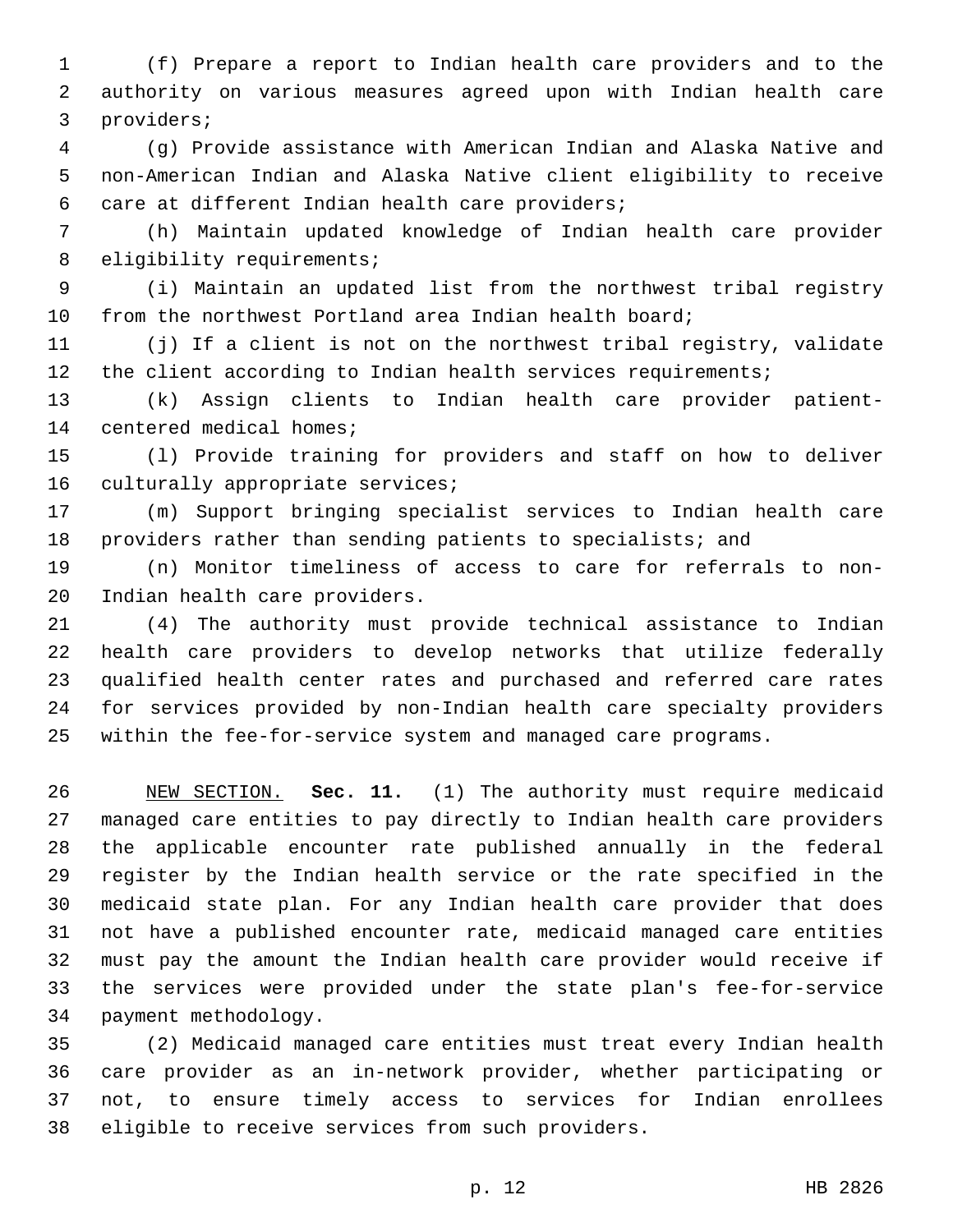(f) Prepare a report to Indian health care providers and to the authority on various measures agreed upon with Indian health care providers;

(g) Provide assistance with American Indian and Alaska Native and non-American Indian and Alaska Native client eligibility to receive care at different Indian health care providers;

(h) Maintain updated knowledge of Indian health care provider eligibility requirements;

(i) Maintain an updated list from the northwest tribal registry from the northwest Portland area Indian health board;

(j) If a client is not on the northwest tribal registry, validate the client according to Indian health services requirements;

(k) Assign clients to Indian health care provider patient-centered medical homes;

(l) Provide training for providers and staff on how to deliver culturally appropriate services;

(m) Support bringing specialist services to Indian health care providers rather than sending patients to specialists; and

(n) Monitor timeliness of access to care for referrals to non-Indian health care providers.

(4) The authority must provide technical assistance to Indian health care providers to develop networks that utilize federally qualified health center rates and purchased and referred care rates for services provided by non-Indian health care specialty providers within the fee-for-service system and managed care programs.

NEW SECTION. **Sec. 11.** (1) The authority must require medicaid managed care entities to pay directly to Indian health care providers the applicable encounter rate published annually in the federal register by the Indian health service or the rate specified in the medicaid state plan. For any Indian health care provider that does not have a published encounter rate, medicaid managed care entities must pay the amount the Indian health care provider would receive if the services were provided under the state plan's fee-for-service payment methodology.

(2) Medicaid managed care entities must treat every Indian health care provider as an in-network provider, whether participating or not, to ensure timely access to services for Indian enrollees eligible to receive services from such providers.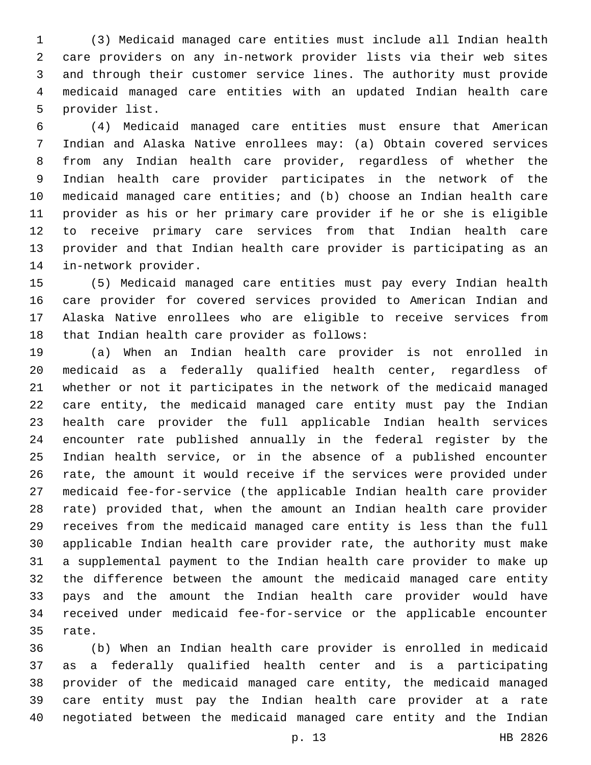(3) Medicaid managed care entities must include all Indian health care providers on any in-network provider lists via their web sites and through their customer service lines. The authority must provide medicaid managed care entities with an updated Indian health care provider list.

(4) Medicaid managed care entities must ensure that American Indian and Alaska Native enrollees may: (a) Obtain covered services from any Indian health care provider, regardless of whether the Indian health care provider participates in the network of the medicaid managed care entities; and (b) choose an Indian health care provider as his or her primary care provider if he or she is eligible to receive primary care services from that Indian health care provider and that Indian health care provider is participating as an in-network provider.

(5) Medicaid managed care entities must pay every Indian health care provider for covered services provided to American Indian and Alaska Native enrollees who are eligible to receive services from that Indian health care provider as follows:

(a) When an Indian health care provider is not enrolled in medicaid as a federally qualified health center, regardless of whether or not it participates in the network of the medicaid managed care entity, the medicaid managed care entity must pay the Indian health care provider the full applicable Indian health services encounter rate published annually in the federal register by the Indian health service, or in the absence of a published encounter rate, the amount it would receive if the services were provided under medicaid fee-for-service (the applicable Indian health care provider rate) provided that, when the amount an Indian health care provider receives from the medicaid managed care entity is less than the full applicable Indian health care provider rate, the authority must make a supplemental payment to the Indian health care provider to make up the difference between the amount the medicaid managed care entity pays and the amount the Indian health care provider would have received under medicaid fee-for-service or the applicable encounter rate.

(b) When an Indian health care provider is enrolled in medicaid as a federally qualified health center and is a participating provider of the medicaid managed care entity, the medicaid managed care entity must pay the Indian health care provider at a rate negotiated between the medicaid managed care entity and the Indian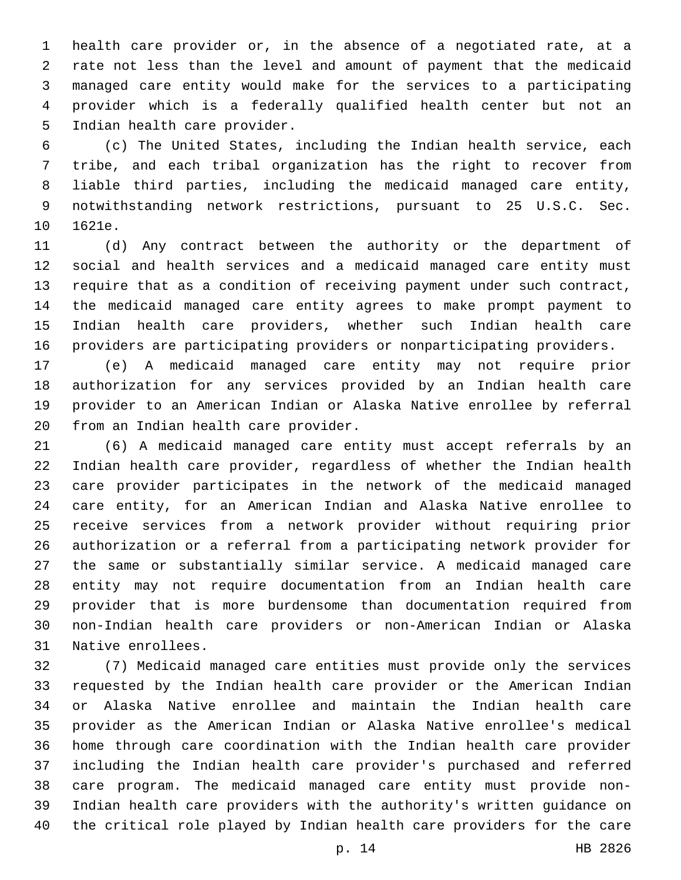health care provider or, in the absence of a negotiated rate, at a rate not less than the level and amount of payment that the medicaid managed care entity would make for the services to a participating provider which is a federally qualified health center but not an Indian health care provider.

(c) The United States, including the Indian health service, each tribe, and each tribal organization has the right to recover from liable third parties, including the medicaid managed care entity, notwithstanding network restrictions, pursuant to 25 U.S.C. Sec. 1621e.

(d) Any contract between the authority or the department of social and health services and a medicaid managed care entity must require that as a condition of receiving payment under such contract, the medicaid managed care entity agrees to make prompt payment to Indian health care providers, whether such Indian health care providers are participating providers or nonparticipating providers.

(e) A medicaid managed care entity may not require prior authorization for any services provided by an Indian health care provider to an American Indian or Alaska Native enrollee by referral from an Indian health care provider.

(6) A medicaid managed care entity must accept referrals by an Indian health care provider, regardless of whether the Indian health care provider participates in the network of the medicaid managed care entity, for an American Indian and Alaska Native enrollee to receive services from a network provider without requiring prior authorization or a referral from a participating network provider for the same or substantially similar service. A medicaid managed care entity may not require documentation from an Indian health care provider that is more burdensome than documentation required from non-Indian health care providers or non-American Indian or Alaska Native enrollees.

(7) Medicaid managed care entities must provide only the services requested by the Indian health care provider or the American Indian or Alaska Native enrollee and maintain the Indian health care provider as the American Indian or Alaska Native enrollee's medical home through care coordination with the Indian health care provider including the Indian health care provider's purchased and referred care program. The medicaid managed care entity must provide non-Indian health care providers with the authority's written guidance on the critical role played by Indian health care providers for the care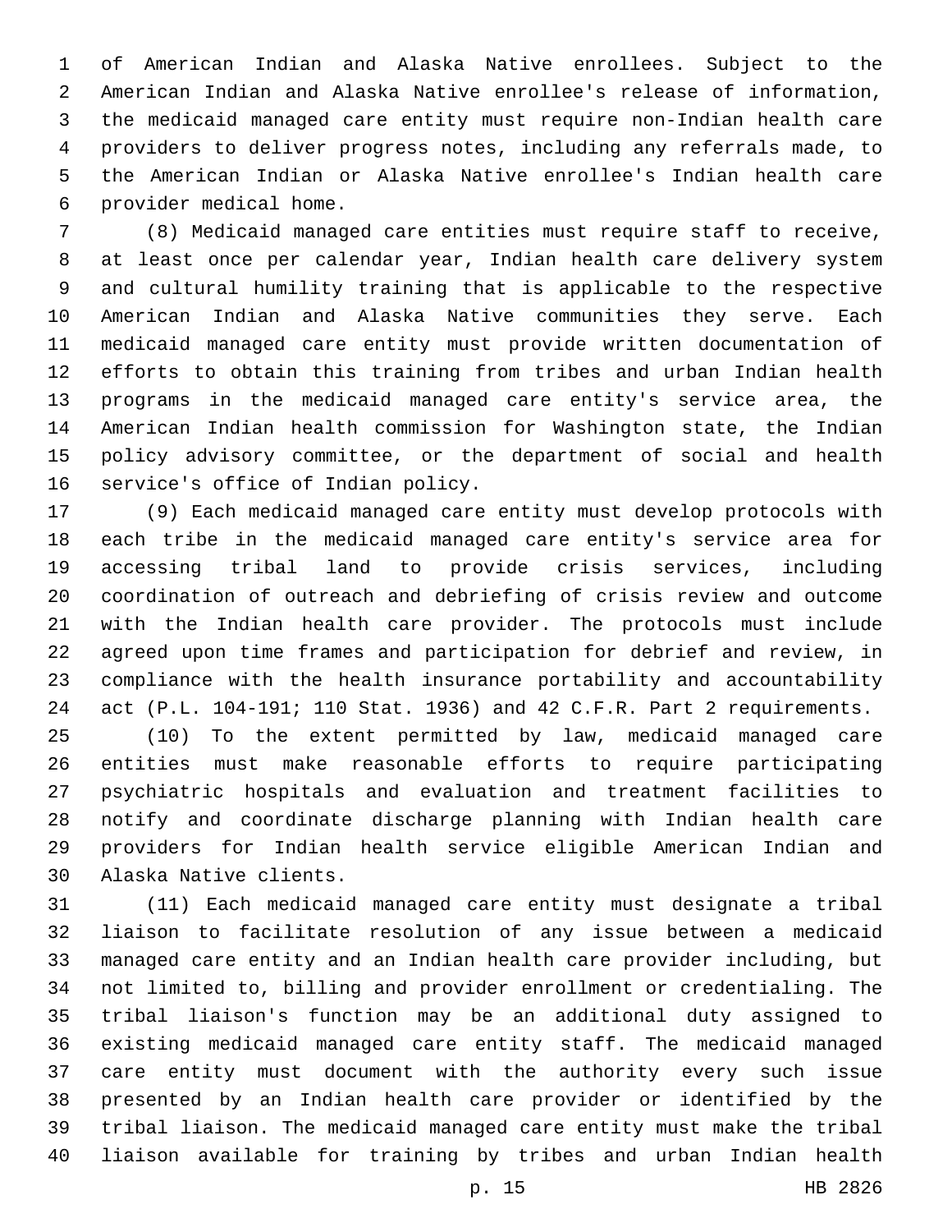of American Indian and Alaska Native enrollees. Subject to the American Indian and Alaska Native enrollee's release of information, the medicaid managed care entity must require non-Indian health care providers to deliver progress notes, including any referrals made, to the American Indian or Alaska Native enrollee's Indian health care provider medical home.

(8) Medicaid managed care entities must require staff to receive, at least once per calendar year, Indian health care delivery system and cultural humility training that is applicable to the respective American Indian and Alaska Native communities they serve. Each medicaid managed care entity must provide written documentation of efforts to obtain this training from tribes and urban Indian health programs in the medicaid managed care entity's service area, the American Indian health commission for Washington state, the Indian policy advisory committee, or the department of social and health service's office of Indian policy.

(9) Each medicaid managed care entity must develop protocols with each tribe in the medicaid managed care entity's service area for accessing tribal land to provide crisis services, including coordination of outreach and debriefing of crisis review and outcome with the Indian health care provider. The protocols must include agreed upon time frames and participation for debrief and review, in compliance with the health insurance portability and accountability act (P.L. 104-191; 110 Stat. 1936) and 42 C.F.R. Part 2 requirements.

(10) To the extent permitted by law, medicaid managed care entities must make reasonable efforts to require participating psychiatric hospitals and evaluation and treatment facilities to notify and coordinate discharge planning with Indian health care providers for Indian health service eligible American Indian and Alaska Native clients.

(11) Each medicaid managed care entity must designate a tribal liaison to facilitate resolution of any issue between a medicaid managed care entity and an Indian health care provider including, but not limited to, billing and provider enrollment or credentialing. The tribal liaison's function may be an additional duty assigned to existing medicaid managed care entity staff. The medicaid managed care entity must document with the authority every such issue presented by an Indian health care provider or identified by the tribal liaison. The medicaid managed care entity must make the tribal liaison available for training by tribes and urban Indian health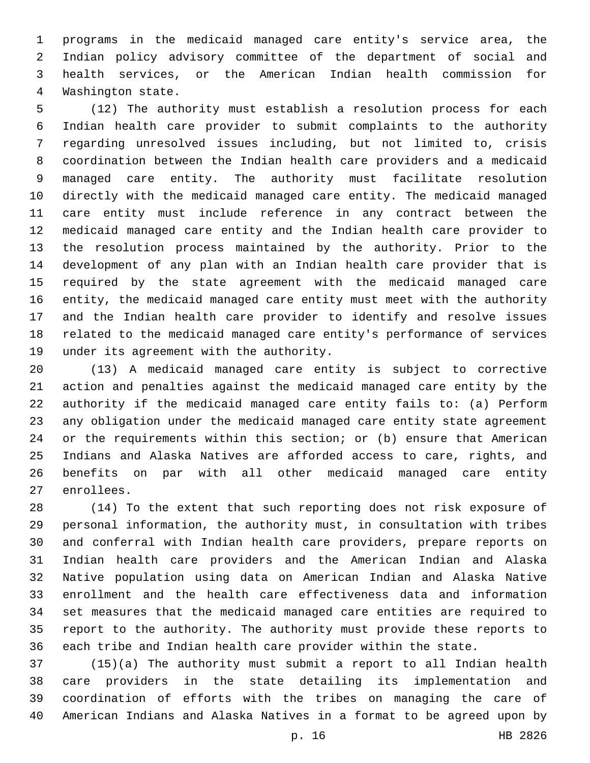programs in the medicaid managed care entity's service area, the Indian policy advisory committee of the department of social and health services, or the American Indian health commission for Washington state.

(12) The authority must establish a resolution process for each Indian health care provider to submit complaints to the authority regarding unresolved issues including, but not limited to, crisis coordination between the Indian health care providers and a medicaid managed care entity. The authority must facilitate resolution directly with the medicaid managed care entity. The medicaid managed care entity must include reference in any contract between the medicaid managed care entity and the Indian health care provider to the resolution process maintained by the authority. Prior to the development of any plan with an Indian health care provider that is required by the state agreement with the medicaid managed care entity, the medicaid managed care entity must meet with the authority and the Indian health care provider to identify and resolve issues related to the medicaid managed care entity's performance of services under its agreement with the authority.

(13) A medicaid managed care entity is subject to corrective action and penalties against the medicaid managed care entity by the authority if the medicaid managed care entity fails to: (a) Perform any obligation under the medicaid managed care entity state agreement or the requirements within this section; or (b) ensure that American Indians and Alaska Natives are afforded access to care, rights, and benefits on par with all other medicaid managed care entity enrollees.

(14) To the extent that such reporting does not risk exposure of personal information, the authority must, in consultation with tribes and conferral with Indian health care providers, prepare reports on Indian health care providers and the American Indian and Alaska Native population using data on American Indian and Alaska Native enrollment and the health care effectiveness data and information set measures that the medicaid managed care entities are required to report to the authority. The authority must provide these reports to each tribe and Indian health care provider within the state.

(15)(a) The authority must submit a report to all Indian health care providers in the state detailing its implementation and coordination of efforts with the tribes on managing the care of American Indians and Alaska Natives in a format to be agreed upon by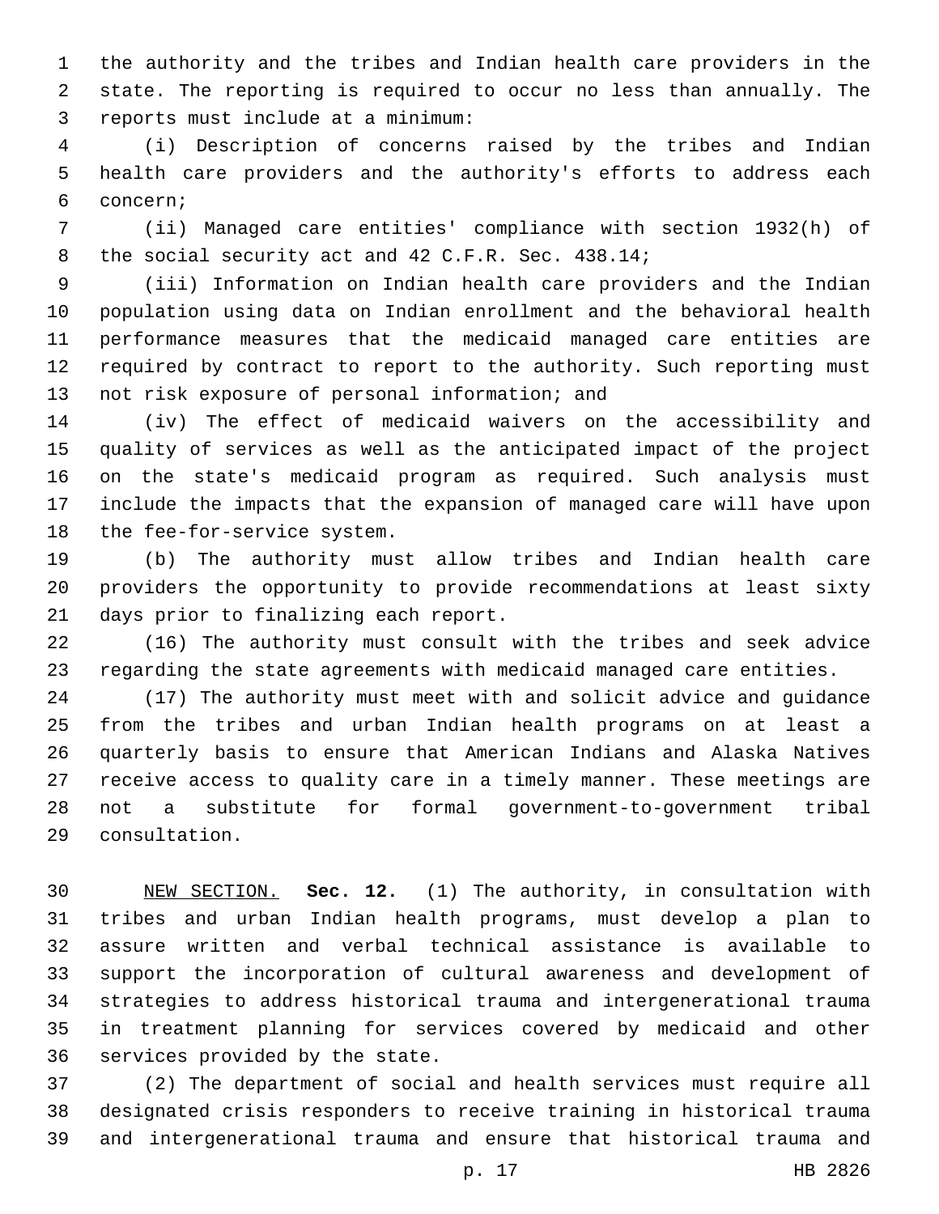the authority and the tribes and Indian health care providers in the state. The reporting is required to occur no less than annually. The reports must include at a minimum:

(i) Description of concerns raised by the tribes and Indian health care providers and the authority's efforts to address each concern;

(ii) Managed care entities' compliance with section 1932(h) of the social security act and 42 C.F.R. Sec. 438.14;

(iii) Information on Indian health care providers and the Indian population using data on Indian enrollment and the behavioral health performance measures that the medicaid managed care entities are required by contract to report to the authority. Such reporting must not risk exposure of personal information; and

(iv) The effect of medicaid waivers on the accessibility and quality of services as well as the anticipated impact of the project on the state's medicaid program as required. Such analysis must include the impacts that the expansion of managed care will have upon the fee-for-service system.

(b) The authority must allow tribes and Indian health care providers the opportunity to provide recommendations at least sixty days prior to finalizing each report.

(16) The authority must consult with the tribes and seek advice regarding the state agreements with medicaid managed care entities.

(17) The authority must meet with and solicit advice and guidance from the tribes and urban Indian health programs on at least a quarterly basis to ensure that American Indians and Alaska Natives receive access to quality care in a timely manner. These meetings are not a substitute for formal government-to-government tribal consultation.

NEW SECTION. **Sec. 12.** (1) The authority, in consultation with tribes and urban Indian health programs, must develop a plan to assure written and verbal technical assistance is available to support the incorporation of cultural awareness and development of strategies to address historical trauma and intergenerational trauma in treatment planning for services covered by medicaid and other services provided by the state.

(2) The department of social and health services must require all designated crisis responders to receive training in historical trauma and intergenerational trauma and ensure that historical trauma and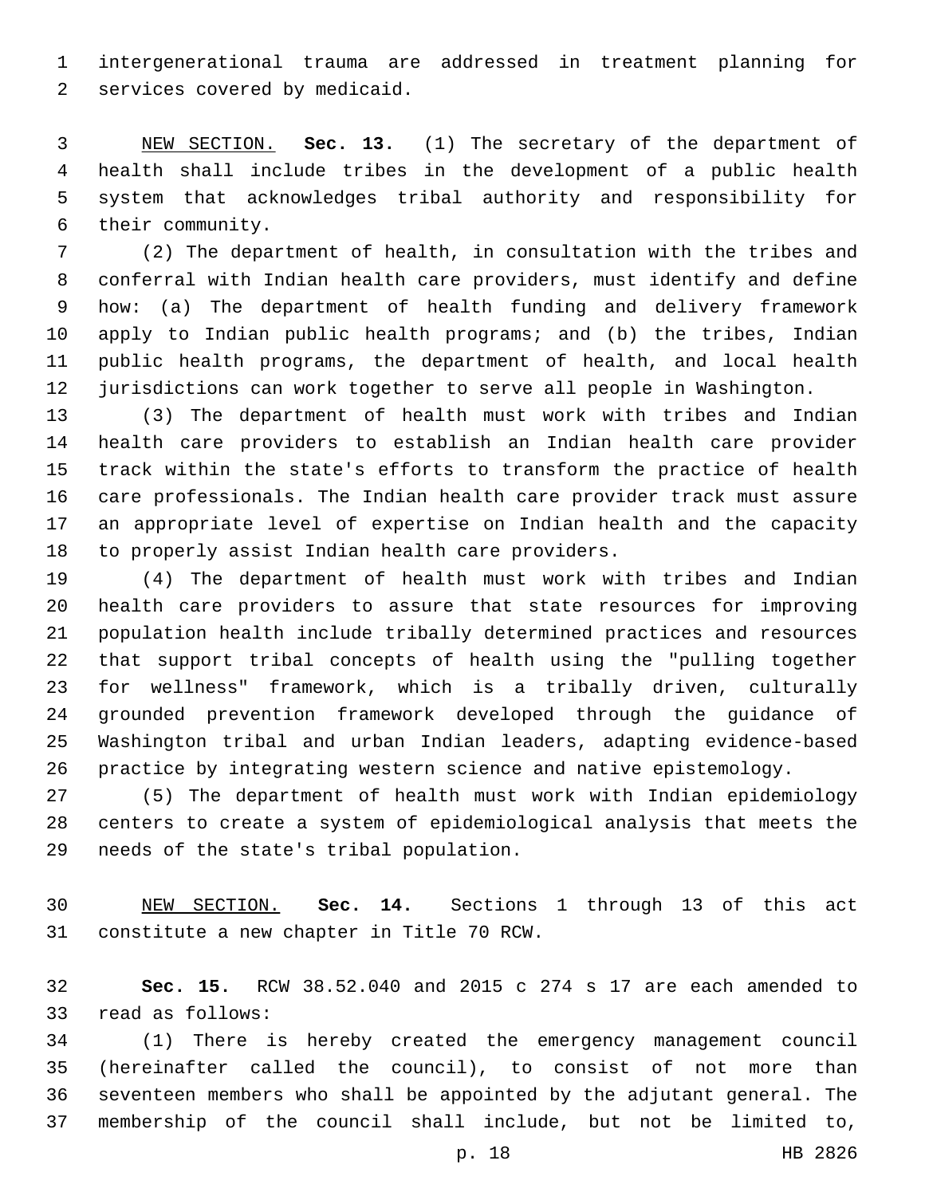intergenerational trauma are addressed in treatment planning for services covered by medicaid.

NEW SECTION. **Sec. 13.** (1) The secretary of the department of health shall include tribes in the development of a public health system that acknowledges tribal authority and responsibility for their community.

(2) The department of health, in consultation with the tribes and conferral with Indian health care providers, must identify and define how: (a) The department of health funding and delivery framework apply to Indian public health programs; and (b) the tribes, Indian public health programs, the department of health, and local health jurisdictions can work together to serve all people in Washington.

(3) The department of health must work with tribes and Indian health care providers to establish an Indian health care provider track within the state's efforts to transform the practice of health care professionals. The Indian health care provider track must assure an appropriate level of expertise on Indian health and the capacity to properly assist Indian health care providers.

(4) The department of health must work with tribes and Indian health care providers to assure that state resources for improving population health include tribally determined practices and resources that support tribal concepts of health using the "pulling together for wellness" framework, which is a tribally driven, culturally grounded prevention framework developed through the guidance of Washington tribal and urban Indian leaders, adapting evidence-based practice by integrating western science and native epistemology.

(5) The department of health must work with Indian epidemiology centers to create a system of epidemiological analysis that meets the needs of the state's tribal population.

NEW SECTION. **Sec. 14.** Sections 1 through 13 of this act constitute a new chapter in Title 70 RCW.

**Sec. 15.** RCW 38.52.040 and 2015 c 274 s 17 are each amended to read as follows:

(1) There is hereby created the emergency management council (hereinafter called the council), to consist of not more than seventeen members who shall be appointed by the adjutant general. The membership of the council shall include, but not be limited to,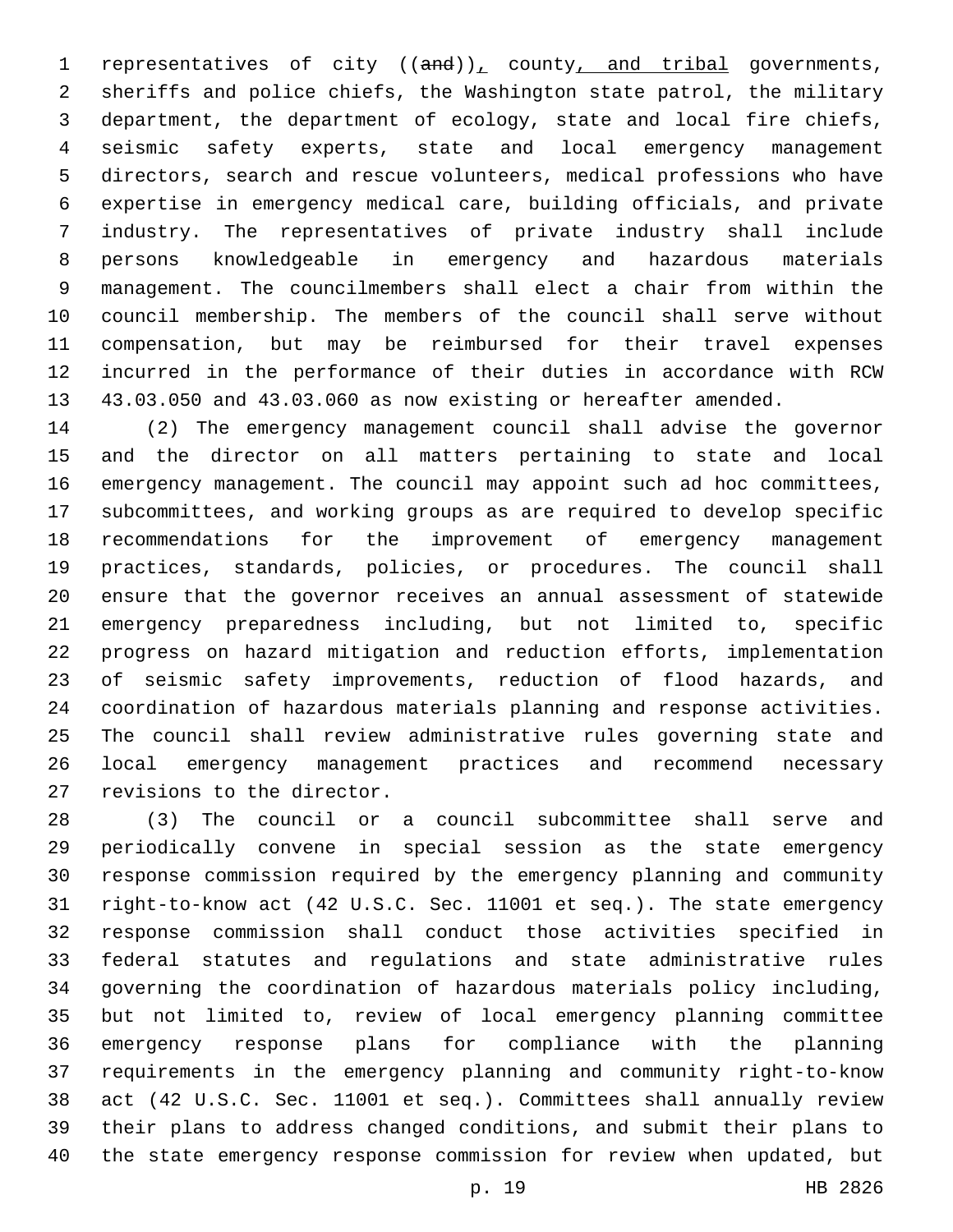representatives of city ((~~and~~))_,_ county_, and tribal_ governments, sheriffs and police chiefs, the Washington state patrol, the military department, the department of ecology, state and local fire chiefs, seismic safety experts, state and local emergency management directors, search and rescue volunteers, medical professions who have expertise in emergency medical care, building officials, and private industry. The representatives of private industry shall include persons knowledgeable in emergency and hazardous materials management. The councilmembers shall elect a chair from within the council membership. The members of the council shall serve without compensation, but may be reimbursed for their travel expenses incurred in the performance of their duties in accordance with RCW 43.03.050 and 43.03.060 as now existing or hereafter amended.

(2) The emergency management council shall advise the governor and the director on all matters pertaining to state and local emergency management. The council may appoint such ad hoc committees, subcommittees, and working groups as are required to develop specific recommendations for the improvement of emergency management practices, standards, policies, or procedures. The council shall ensure that the governor receives an annual assessment of statewide emergency preparedness including, but not limited to, specific progress on hazard mitigation and reduction efforts, implementation of seismic safety improvements, reduction of flood hazards, and coordination of hazardous materials planning and response activities. The council shall review administrative rules governing state and local emergency management practices and recommend necessary revisions to the director.

(3) The council or a council subcommittee shall serve and periodically convene in special session as the state emergency response commission required by the emergency planning and community right-to-know act (42 U.S.C. Sec. 11001 et seq.). The state emergency response commission shall conduct those activities specified in federal statutes and regulations and state administrative rules governing the coordination of hazardous materials policy including, but not limited to, review of local emergency planning committee emergency response plans for compliance with the planning requirements in the emergency planning and community right-to-know act (42 U.S.C. Sec. 11001 et seq.). Committees shall annually review their plans to address changed conditions, and submit their plans to the state emergency response commission for review when updated, but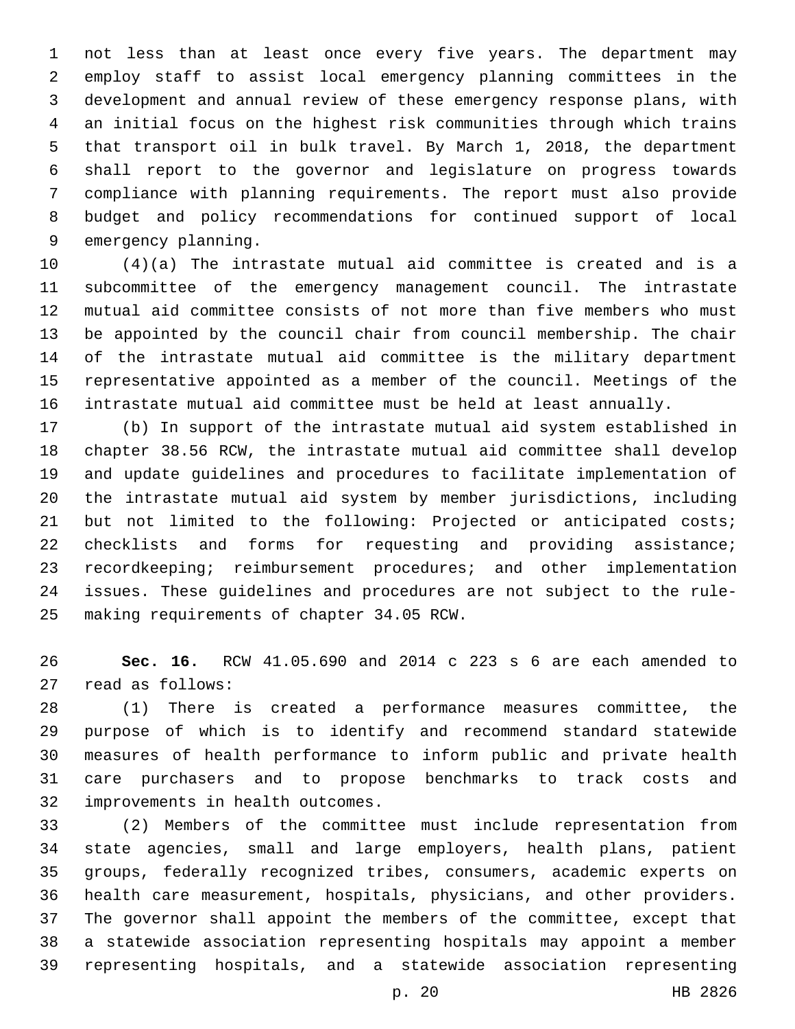not less than at least once every five years. The department may employ staff to assist local emergency planning committees in the development and annual review of these emergency response plans, with an initial focus on the highest risk communities through which trains that transport oil in bulk travel. By March 1, 2018, the department shall report to the governor and legislature on progress towards compliance with planning requirements. The report must also provide budget and policy recommendations for continued support of local emergency planning.

(4)(a) The intrastate mutual aid committee is created and is a subcommittee of the emergency management council. The intrastate mutual aid committee consists of not more than five members who must be appointed by the council chair from council membership. The chair of the intrastate mutual aid committee is the military department representative appointed as a member of the council. Meetings of the intrastate mutual aid committee must be held at least annually.

(b) In support of the intrastate mutual aid system established in chapter 38.56 RCW, the intrastate mutual aid committee shall develop and update guidelines and procedures to facilitate implementation of the intrastate mutual aid system by member jurisdictions, including but not limited to the following: Projected or anticipated costs; checklists and forms for requesting and providing assistance; recordkeeping; reimbursement procedures; and other implementation issues. These guidelines and procedures are not subject to the rule-making requirements of chapter 34.05 RCW.

**Sec. 16.** RCW 41.05.690 and 2014 c 223 s 6 are each amended to read as follows:

(1) There is created a performance measures committee, the purpose of which is to identify and recommend standard statewide measures of health performance to inform public and private health care purchasers and to propose benchmarks to track costs and improvements in health outcomes.

(2) Members of the committee must include representation from state agencies, small and large employers, health plans, patient groups, federally recognized tribes, consumers, academic experts on health care measurement, hospitals, physicians, and other providers. The governor shall appoint the members of the committee, except that a statewide association representing hospitals may appoint a member representing hospitals, and a statewide association representing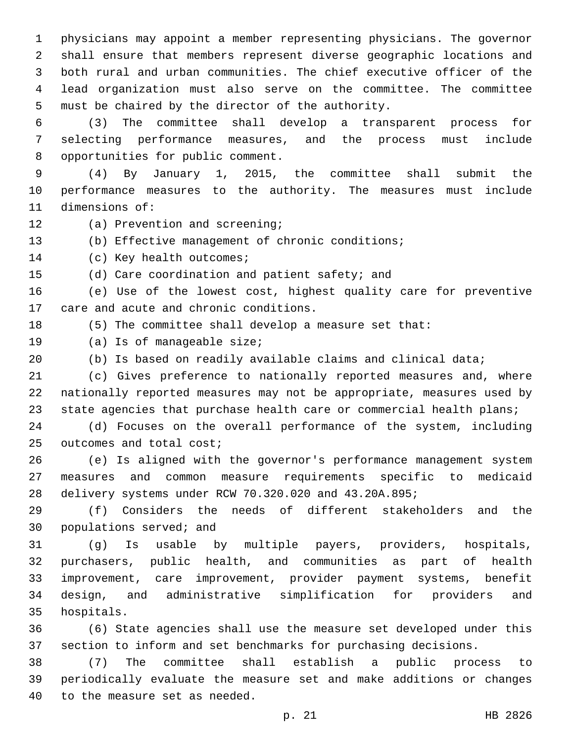physicians may appoint a member representing physicians. The governor shall ensure that members represent diverse geographic locations and both rural and urban communities. The chief executive officer of the lead organization must also serve on the committee. The committee must be chaired by the director of the authority.

(3) The committee shall develop a transparent process for selecting performance measures, and the process must include opportunities for public comment.

(4) By January 1, 2015, the committee shall submit the performance measures to the authority. The measures must include dimensions of:

(a) Prevention and screening;

(b) Effective management of chronic conditions;

(c) Key health outcomes;

(d) Care coordination and patient safety; and

(e) Use of the lowest cost, highest quality care for preventive care and acute and chronic conditions.

(5) The committee shall develop a measure set that:

(a) Is of manageable size;

(b) Is based on readily available claims and clinical data;

(c) Gives preference to nationally reported measures and, where nationally reported measures may not be appropriate, measures used by state agencies that purchase health care or commercial health plans;

(d) Focuses on the overall performance of the system, including outcomes and total cost;

(e) Is aligned with the governor's performance management system measures and common measure requirements specific to medicaid delivery systems under RCW 70.320.020 and 43.20A.895;

(f) Considers the needs of different stakeholders and the populations served; and

(g) Is usable by multiple payers, providers, hospitals, purchasers, public health, and communities as part of health improvement, care improvement, provider payment systems, benefit design, and administrative simplification for providers and hospitals.

(6) State agencies shall use the measure set developed under this section to inform and set benchmarks for purchasing decisions.

(7) The committee shall establish a public process to periodically evaluate the measure set and make additions or changes to the measure set as needed.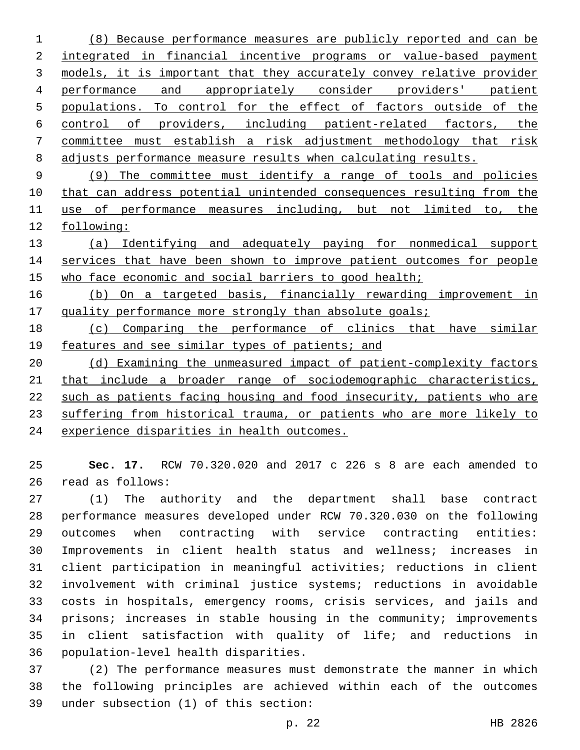(8) Because performance measures are publicly reported and can be integrated in financial incentive programs or value-based payment models, it is important that they accurately convey relative provider performance and appropriately consider providers' patient populations. To control for the effect of factors outside of the control of providers, including patient-related factors, the committee must establish a risk adjustment methodology that risk adjusts performance measure results when calculating results.

(9) The committee must identify a range of tools and policies that can address potential unintended consequences resulting from the use of performance measures including, but not limited to, the following:

(a) Identifying and adequately paying for nonmedical support services that have been shown to improve patient outcomes for people who face economic and social barriers to good health;

(b) On a targeted basis, financially rewarding improvement in quality performance more strongly than absolute goals;

(c) Comparing the performance of clinics that have similar features and see similar types of patients; and

(d) Examining the unmeasured impact of patient-complexity factors that include a broader range of sociodemographic characteristics, such as patients facing housing and food insecurity, patients who are suffering from historical trauma, or patients who are more likely to experience disparities in health outcomes.

**Sec. 17.** RCW 70.320.020 and 2017 c 226 s 8 are each amended to read as follows:

(1) The authority and the department shall base contract performance measures developed under RCW 70.320.030 on the following outcomes when contracting with service contracting entities: Improvements in client health status and wellness; increases in client participation in meaningful activities; reductions in client involvement with criminal justice systems; reductions in avoidable costs in hospitals, emergency rooms, crisis services, and jails and prisons; increases in stable housing in the community; improvements in client satisfaction with quality of life; and reductions in population-level health disparities.

(2) The performance measures must demonstrate the manner in which the following principles are achieved within each of the outcomes under subsection (1) of this section: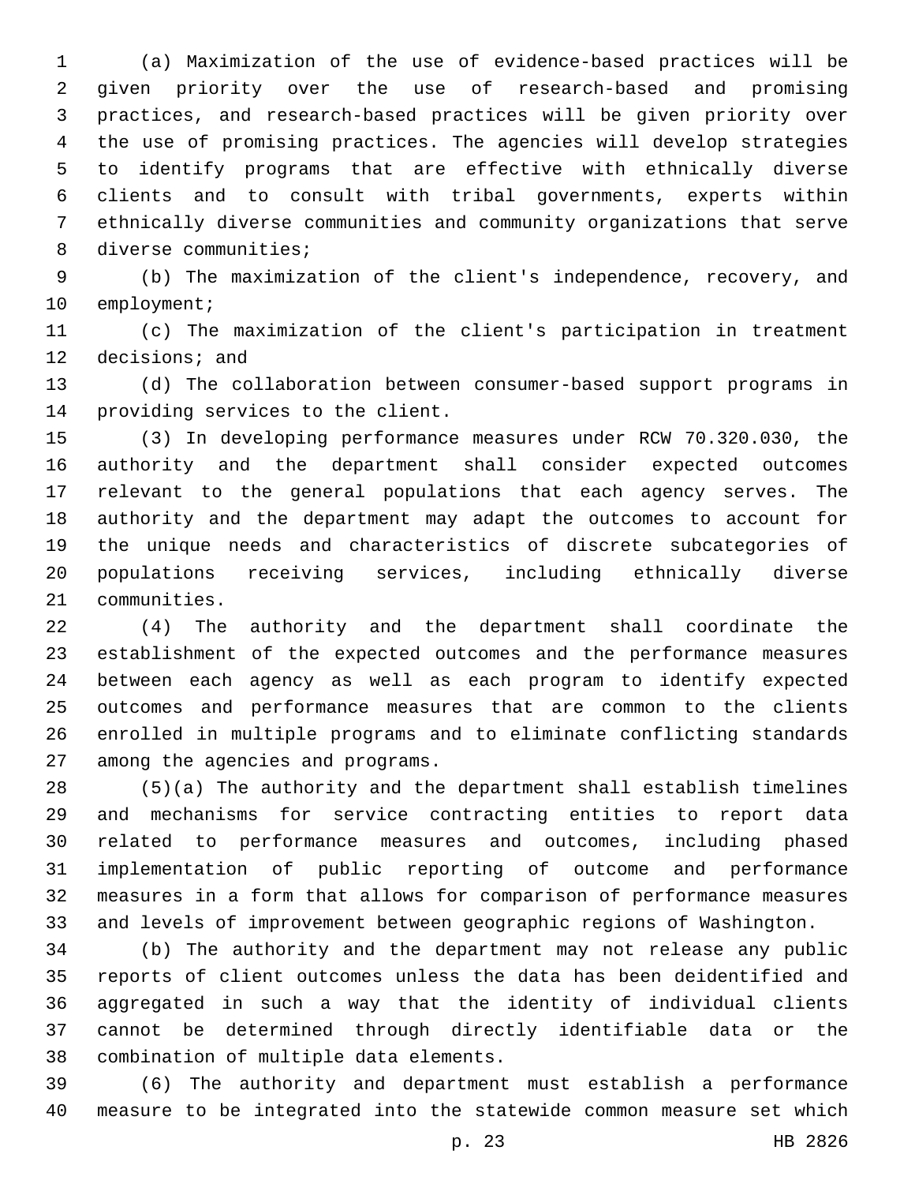(a) Maximization of the use of evidence-based practices will be given priority over the use of research-based and promising practices, and research-based practices will be given priority over the use of promising practices. The agencies will develop strategies to identify programs that are effective with ethnically diverse clients and to consult with tribal governments, experts within ethnically diverse communities and community organizations that serve diverse communities;

(b) The maximization of the client's independence, recovery, and employment;

(c) The maximization of the client's participation in treatment decisions; and

(d) The collaboration between consumer-based support programs in providing services to the client.

(3) In developing performance measures under RCW 70.320.030, the authority and the department shall consider expected outcomes relevant to the general populations that each agency serves. The authority and the department may adapt the outcomes to account for the unique needs and characteristics of discrete subcategories of populations receiving services, including ethnically diverse communities.

(4) The authority and the department shall coordinate the establishment of the expected outcomes and the performance measures between each agency as well as each program to identify expected outcomes and performance measures that are common to the clients enrolled in multiple programs and to eliminate conflicting standards among the agencies and programs.

(5)(a) The authority and the department shall establish timelines and mechanisms for service contracting entities to report data related to performance measures and outcomes, including phased implementation of public reporting of outcome and performance measures in a form that allows for comparison of performance measures and levels of improvement between geographic regions of Washington.

(b) The authority and the department may not release any public reports of client outcomes unless the data has been deidentified and aggregated in such a way that the identity of individual clients cannot be determined through directly identifiable data or the combination of multiple data elements.

(6) The authority and department must establish a performance measure to be integrated into the statewide common measure set which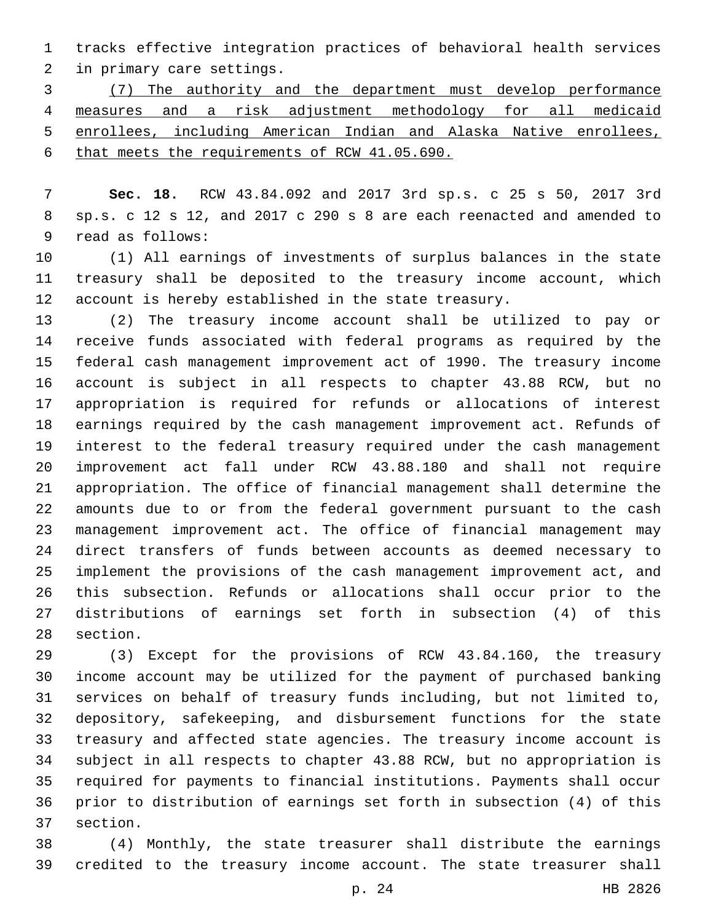tracks effective integration practices of behavioral health services in primary care settings.

(7) The authority and the department must develop performance measures and a risk adjustment methodology for all medicaid enrollees, including American Indian and Alaska Native enrollees, that meets the requirements of RCW 41.05.690.

**Sec. 18.** RCW 43.84.092 and 2017 3rd sp.s. c 25 s 50, 2017 3rd sp.s. c 12 s 12, and 2017 c 290 s 8 are each reenacted and amended to read as follows:

(1) All earnings of investments of surplus balances in the state treasury shall be deposited to the treasury income account, which account is hereby established in the state treasury.

(2) The treasury income account shall be utilized to pay or receive funds associated with federal programs as required by the federal cash management improvement act of 1990. The treasury income account is subject in all respects to chapter 43.88 RCW, but no appropriation is required for refunds or allocations of interest earnings required by the cash management improvement act. Refunds of interest to the federal treasury required under the cash management improvement act fall under RCW 43.88.180 and shall not require appropriation. The office of financial management shall determine the amounts due to or from the federal government pursuant to the cash management improvement act. The office of financial management may direct transfers of funds between accounts as deemed necessary to implement the provisions of the cash management improvement act, and this subsection. Refunds or allocations shall occur prior to the distributions of earnings set forth in subsection (4) of this section.

(3) Except for the provisions of RCW 43.84.160, the treasury income account may be utilized for the payment of purchased banking services on behalf of treasury funds including, but not limited to, depository, safekeeping, and disbursement functions for the state treasury and affected state agencies. The treasury income account is subject in all respects to chapter 43.88 RCW, but no appropriation is required for payments to financial institutions. Payments shall occur prior to distribution of earnings set forth in subsection (4) of this section.

(4) Monthly, the state treasurer shall distribute the earnings credited to the treasury income account. The state treasurer shall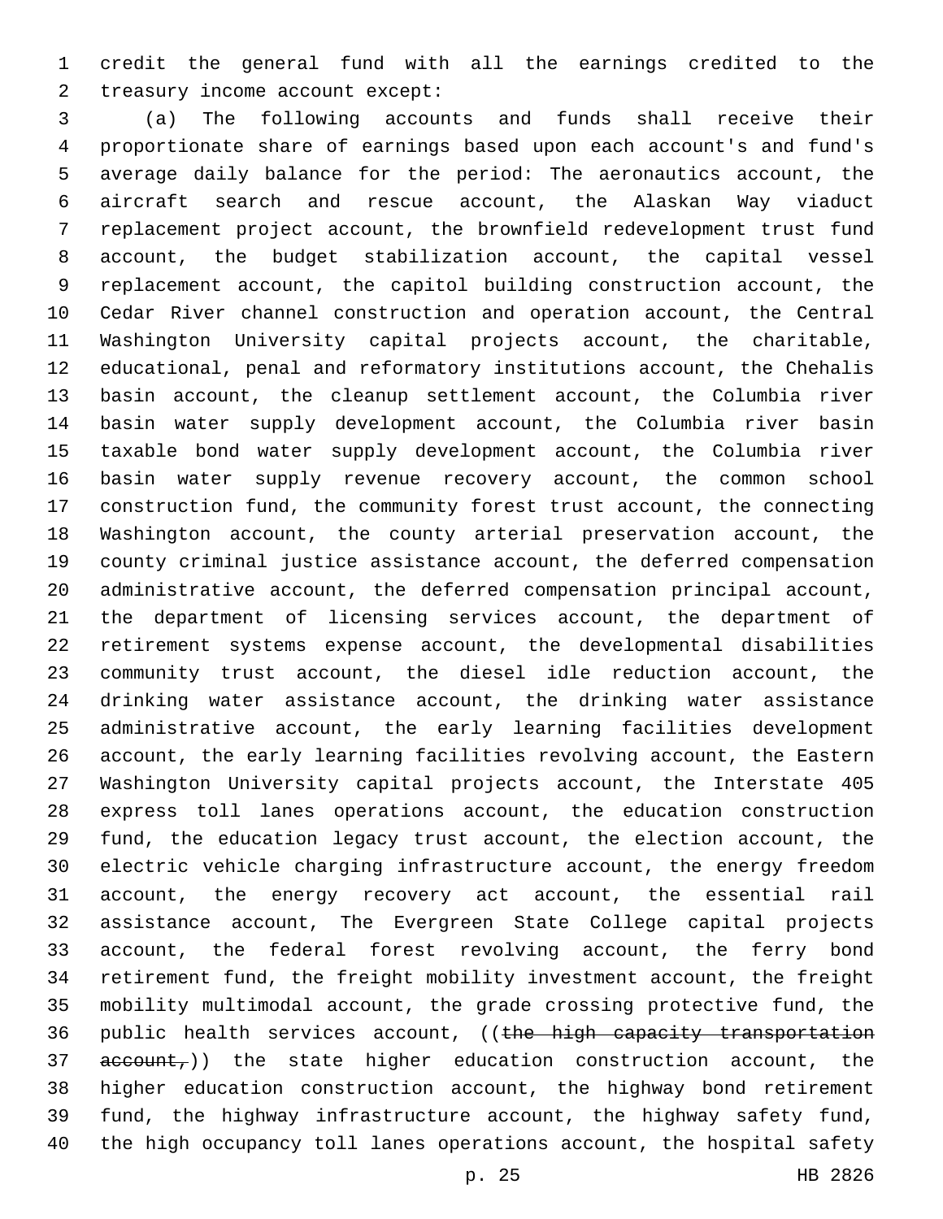credit the general fund with all the earnings credited to the treasury income account except:

(a) The following accounts and funds shall receive their proportionate share of earnings based upon each account's and fund's average daily balance for the period: The aeronautics account, the aircraft search and rescue account, the Alaskan Way viaduct replacement project account, the brownfield redevelopment trust fund account, the budget stabilization account, the capital vessel replacement account, the capitol building construction account, the Cedar River channel construction and operation account, the Central Washington University capital projects account, the charitable, educational, penal and reformatory institutions account, the Chehalis basin account, the cleanup settlement account, the Columbia river basin water supply development account, the Columbia river basin taxable bond water supply development account, the Columbia river basin water supply revenue recovery account, the common school construction fund, the community forest trust account, the connecting Washington account, the county arterial preservation account, the county criminal justice assistance account, the deferred compensation administrative account, the deferred compensation principal account, the department of licensing services account, the department of retirement systems expense account, the developmental disabilities community trust account, the diesel idle reduction account, the drinking water assistance account, the drinking water assistance administrative account, the early learning facilities development account, the early learning facilities revolving account, the Eastern Washington University capital projects account, the Interstate 405 express toll lanes operations account, the education construction fund, the education legacy trust account, the election account, the electric vehicle charging infrastructure account, the energy freedom account, the energy recovery act account, the essential rail assistance account, The Evergreen State College capital projects account, the federal forest revolving account, the ferry bond retirement fund, the freight mobility investment account, the freight mobility multimodal account, the grade crossing protective fund, the public health services account, ((~~the high capacity transportation account,~~)) the state higher education construction account, the higher education construction account, the highway bond retirement fund, the highway infrastructure account, the highway safety fund, the high occupancy toll lanes operations account, the hospital safety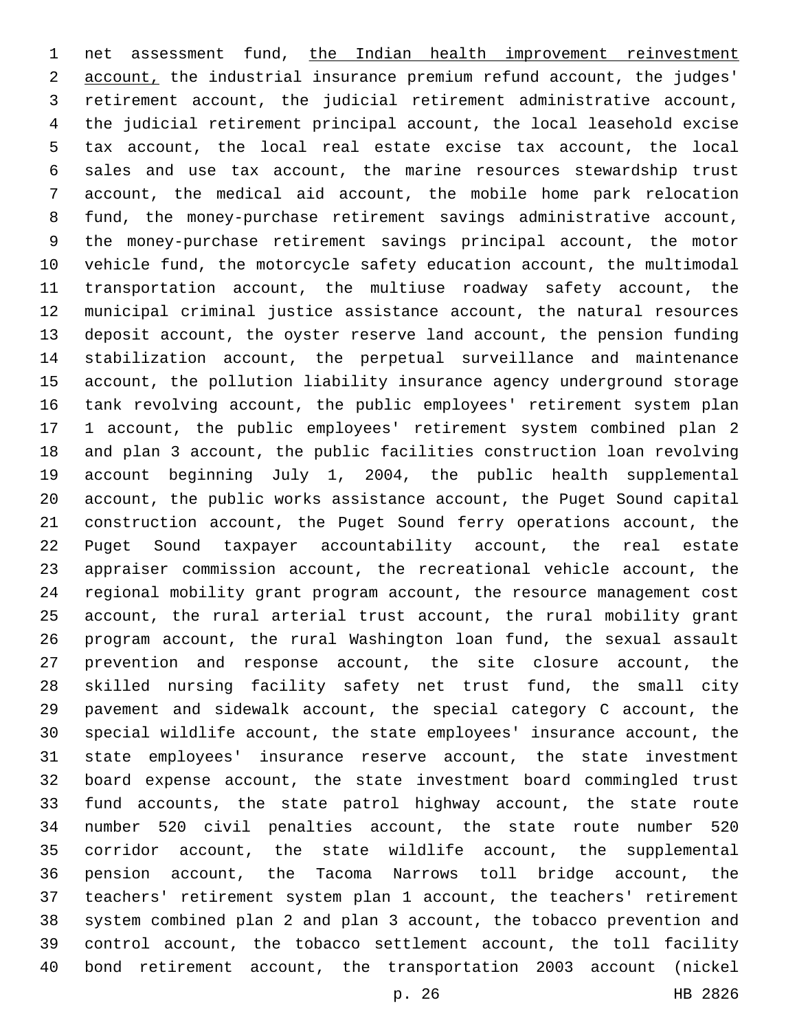net assessment fund, <u>the Indian health improvement reinvestment account,</u> the industrial insurance premium refund account, the judges' retirement account, the judicial retirement administrative account, the judicial retirement principal account, the local leasehold excise tax account, the local real estate excise tax account, the local sales and use tax account, the marine resources stewardship trust account, the medical aid account, the mobile home park relocation fund, the money-purchase retirement savings administrative account, the money-purchase retirement savings principal account, the motor vehicle fund, the motorcycle safety education account, the multimodal transportation account, the multiuse roadway safety account, the municipal criminal justice assistance account, the natural resources deposit account, the oyster reserve land account, the pension funding stabilization account, the perpetual surveillance and maintenance account, the pollution liability insurance agency underground storage tank revolving account, the public employees' retirement system plan 1 account, the public employees' retirement system combined plan 2 and plan 3 account, the public facilities construction loan revolving account beginning July 1, 2004, the public health supplemental account, the public works assistance account, the Puget Sound capital construction account, the Puget Sound ferry operations account, the Puget Sound taxpayer accountability account, the real estate appraiser commission account, the recreational vehicle account, the regional mobility grant program account, the resource management cost account, the rural arterial trust account, the rural mobility grant program account, the rural Washington loan fund, the sexual assault prevention and response account, the site closure account, the skilled nursing facility safety net trust fund, the small city pavement and sidewalk account, the special category C account, the special wildlife account, the state employees' insurance account, the state employees' insurance reserve account, the state investment board expense account, the state investment board commingled trust fund accounts, the state patrol highway account, the state route number 520 civil penalties account, the state route number 520 corridor account, the state wildlife account, the supplemental pension account, the Tacoma Narrows toll bridge account, the teachers' retirement system plan 1 account, the teachers' retirement system combined plan 2 and plan 3 account, the tobacco prevention and control account, the tobacco settlement account, the toll facility bond retirement account, the transportation 2003 account (nickel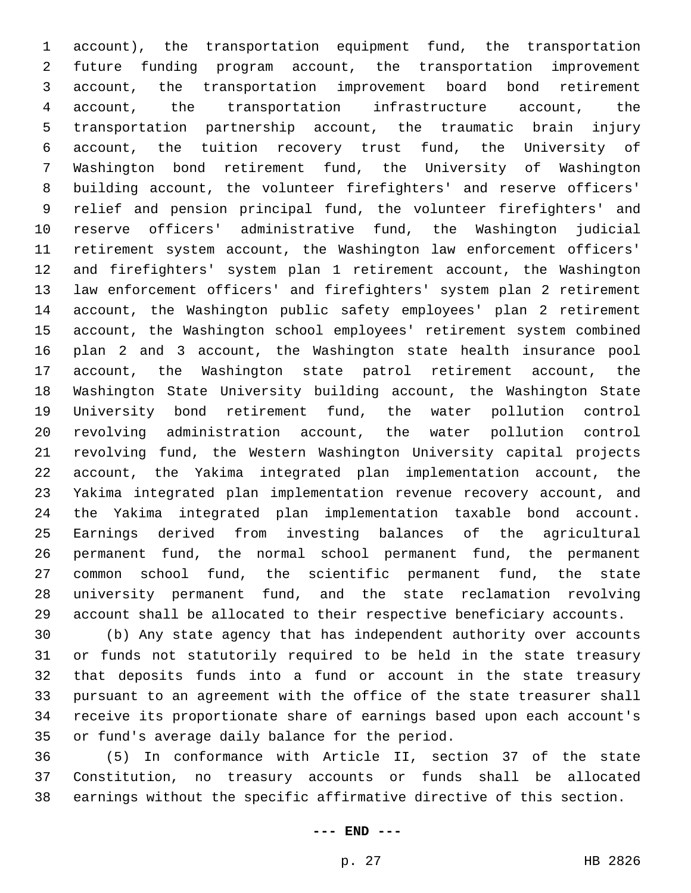account), the transportation equipment fund, the transportation future funding program account, the transportation improvement account, the transportation improvement board bond retirement account, the transportation infrastructure account, the transportation partnership account, the traumatic brain injury account, the tuition recovery trust fund, the University of Washington bond retirement fund, the University of Washington building account, the volunteer firefighters' and reserve officers' relief and pension principal fund, the volunteer firefighters' and reserve officers' administrative fund, the Washington judicial retirement system account, the Washington law enforcement officers' and firefighters' system plan 1 retirement account, the Washington law enforcement officers' and firefighters' system plan 2 retirement account, the Washington public safety employees' plan 2 retirement account, the Washington school employees' retirement system combined plan 2 and 3 account, the Washington state health insurance pool account, the Washington state patrol retirement account, the Washington State University building account, the Washington State University bond retirement fund, the water pollution control revolving administration account, the water pollution control revolving fund, the Western Washington University capital projects account, the Yakima integrated plan implementation account, the Yakima integrated plan implementation revenue recovery account, and the Yakima integrated plan implementation taxable bond account. Earnings derived from investing balances of the agricultural permanent fund, the normal school permanent fund, the permanent common school fund, the scientific permanent fund, the state university permanent fund, and the state reclamation revolving account shall be allocated to their respective beneficiary accounts.

(b) Any state agency that has independent authority over accounts or funds not statutorily required to be held in the state treasury that deposits funds into a fund or account in the state treasury pursuant to an agreement with the office of the state treasurer shall receive its proportionate share of earnings based upon each account's or fund's average daily balance for the period.

(5) In conformance with Article II, section 37 of the state Constitution, no treasury accounts or funds shall be allocated earnings without the specific affirmative directive of this section.

**--- END ---**